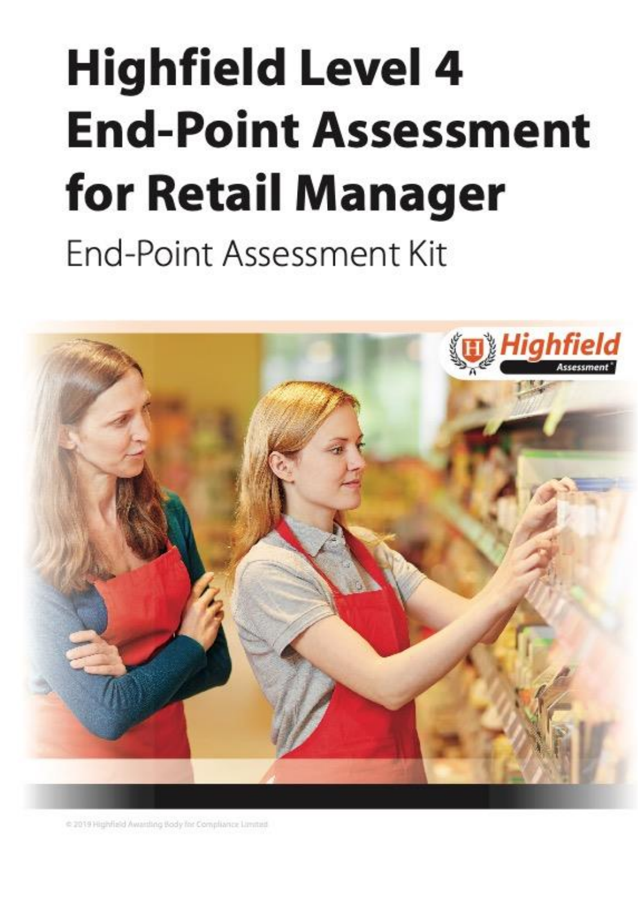# Highfield Level 4 End-Point Assessment for Retail Manager

End-Point Assessment Kit

© 2019 Highfield Awarding Body for Compliance Limited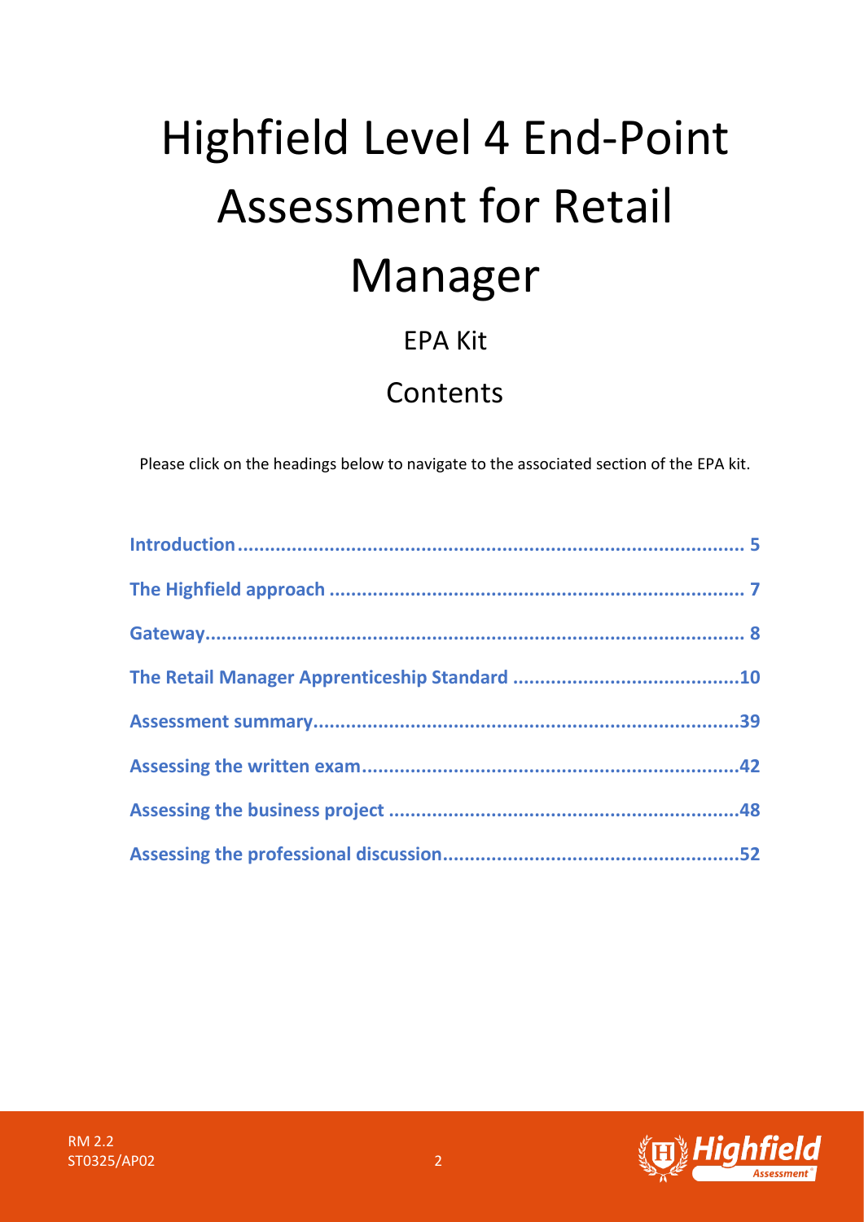# Highfield Level 4 End-Point Assessment for Retail Manager

## EPA Kit

## Contents

Please click on the headings below to navigate to the associated section of the EPA kit.

**Introduction** .......... 5

**The Highfield approach** .......... 7

**Gateway** .......... 8

**The Retail Manager Apprenticeship Standard** .......... 10

**Assessment summary** .......... 39

**Assessing the written exam** .......... 42

**Assessing the business project** .......... 48

**Assessing the professional discussion** .......... 52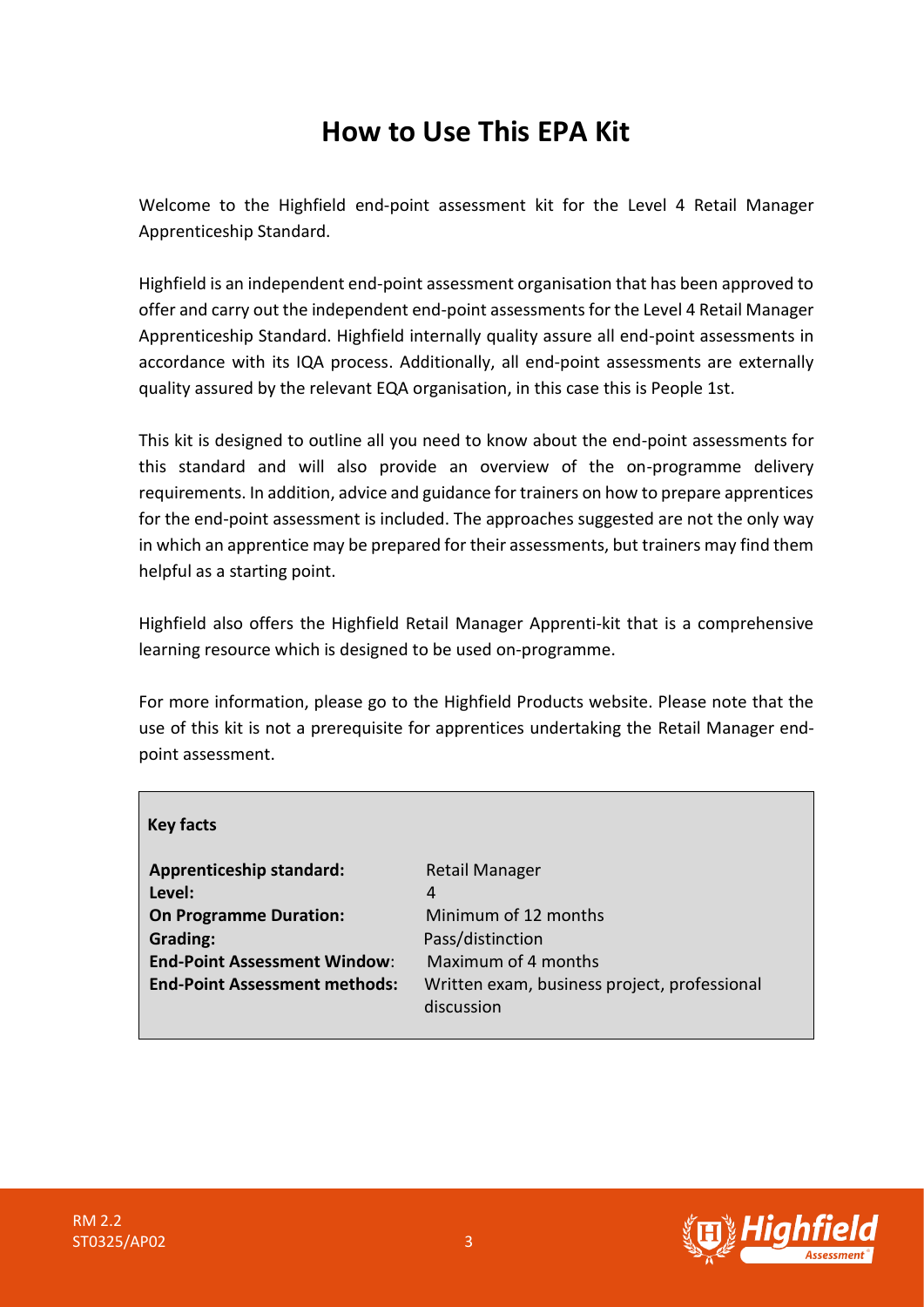# How to Use This EPA Kit

Welcome to the Highfield end-point assessment kit for the Level 4 Retail Manager Apprenticeship Standard.

Highfield is an independent end-point assessment organisation that has been approved to offer and carry out the independent end-point assessments for the Level 4 Retail Manager Apprenticeship Standard. Highfield internally quality assure all end-point assessments in accordance with its IQA process. Additionally, all end-point assessments are externally quality assured by the relevant EQA organisation, in this case this is People 1st.

This kit is designed to outline all you need to know about the end-point assessments for this standard and will also provide an overview of the on-programme delivery requirements. In addition, advice and guidance for trainers on how to prepare apprentices for the end-point assessment is included. The approaches suggested are not the only way in which an apprentice may be prepared for their assessments, but trainers may find them helpful as a starting point.

Highfield also offers the Highfield Retail Manager Apprenti-kit that is a comprehensive learning resource which is designed to be used on-programme.

For more information, please go to the Highfield Products website. Please note that the use of this kit is not a prerequisite for apprentices undertaking the Retail Manager end-point assessment.

**Key facts**

| | |
|---|---|
| **Apprenticeship standard:** | Retail Manager |
| **Level:** | 4 |
| **On Programme Duration:** | Minimum of 12 months |
| **Grading:** | Pass/distinction |
| **End-Point Assessment Window:** | Maximum of 4 months |
| **End-Point Assessment methods:** | Written exam, business project, professional discussion |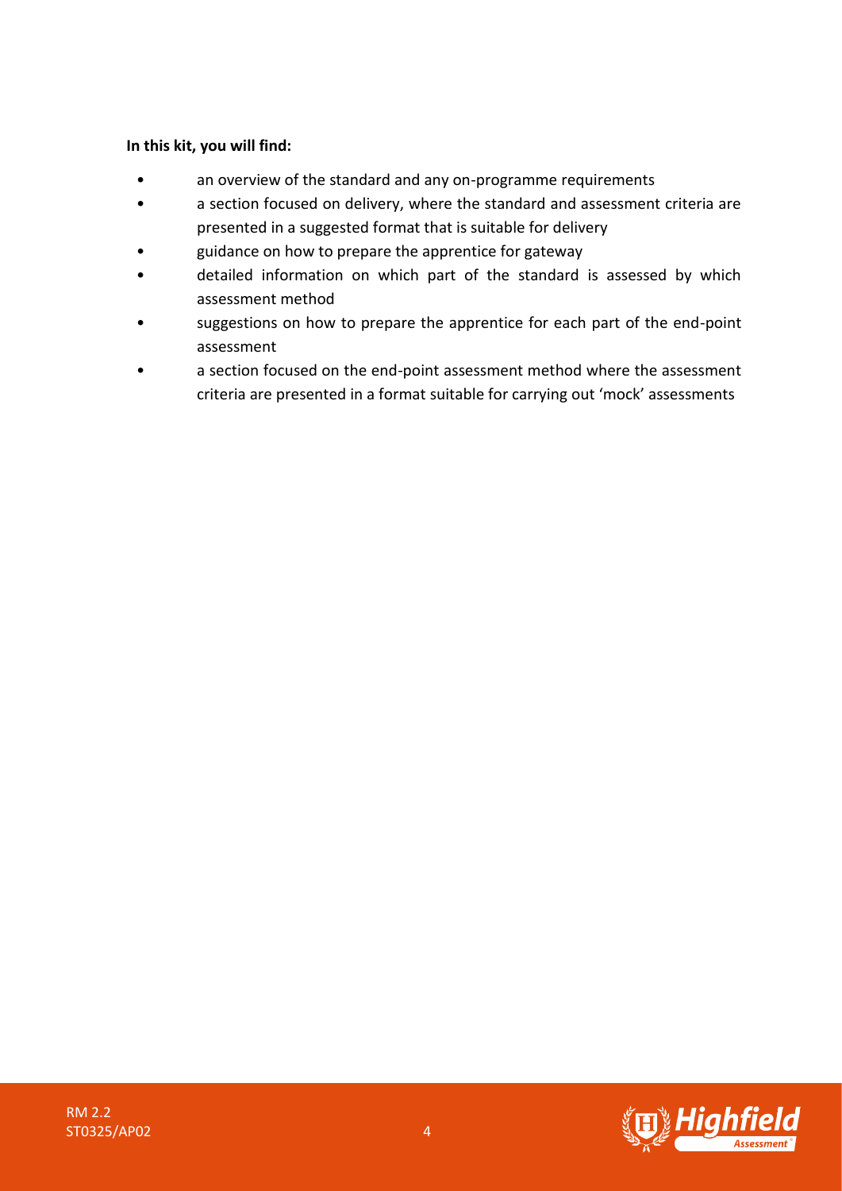**In this kit, you will find:**

- an overview of the standard and any on-programme requirements
- a section focused on delivery, where the standard and assessment criteria are presented in a suggested format that is suitable for delivery
- guidance on how to prepare the apprentice for gateway
- detailed information on which part of the standard is assessed by which assessment method
- suggestions on how to prepare the apprentice for each part of the end-point assessment
- a section focused on the end-point assessment method where the assessment criteria are presented in a format suitable for carrying out 'mock' assessments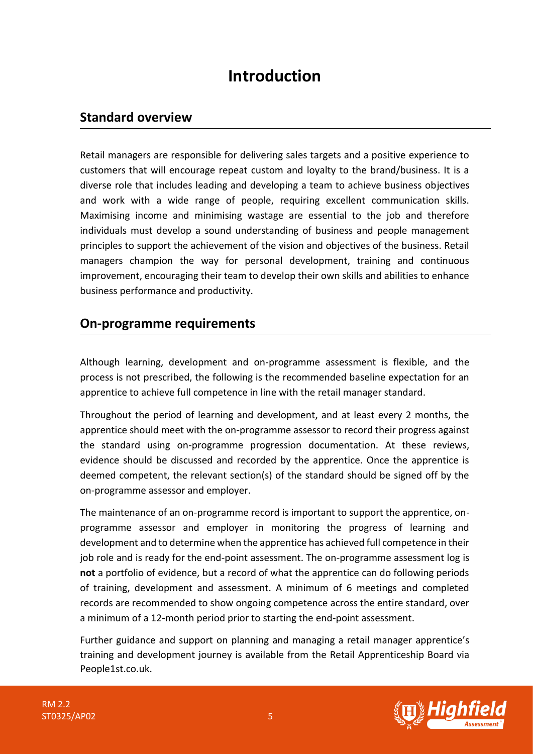# Introduction

## Standard overview

Retail managers are responsible for delivering sales targets and a positive experience to customers that will encourage repeat custom and loyalty to the brand/business. It is a diverse role that includes leading and developing a team to achieve business objectives and work with a wide range of people, requiring excellent communication skills. Maximising income and minimising wastage are essential to the job and therefore individuals must develop a sound understanding of business and people management principles to support the achievement of the vision and objectives of the business. Retail managers champion the way for personal development, training and continuous improvement, encouraging their team to develop their own skills and abilities to enhance business performance and productivity.

## On-programme requirements

Although learning, development and on-programme assessment is flexible, and the process is not prescribed, the following is the recommended baseline expectation for an apprentice to achieve full competence in line with the retail manager standard.

Throughout the period of learning and development, and at least every 2 months, the apprentice should meet with the on-programme assessor to record their progress against the standard using on-programme progression documentation. At these reviews, evidence should be discussed and recorded by the apprentice. Once the apprentice is deemed competent, the relevant section(s) of the standard should be signed off by the on-programme assessor and employer.

The maintenance of an on-programme record is important to support the apprentice, on-programme assessor and employer in monitoring the progress of learning and development and to determine when the apprentice has achieved full competence in their job role and is ready for the end-point assessment. The on-programme assessment log is **not** a portfolio of evidence, but a record of what the apprentice can do following periods of training, development and assessment. A minimum of 6 meetings and completed records are recommended to show ongoing competence across the entire standard, over a minimum of a 12-month period prior to starting the end-point assessment.

Further guidance and support on planning and managing a retail manager apprentice's training and development journey is available from the Retail Apprenticeship Board via People1st.co.uk.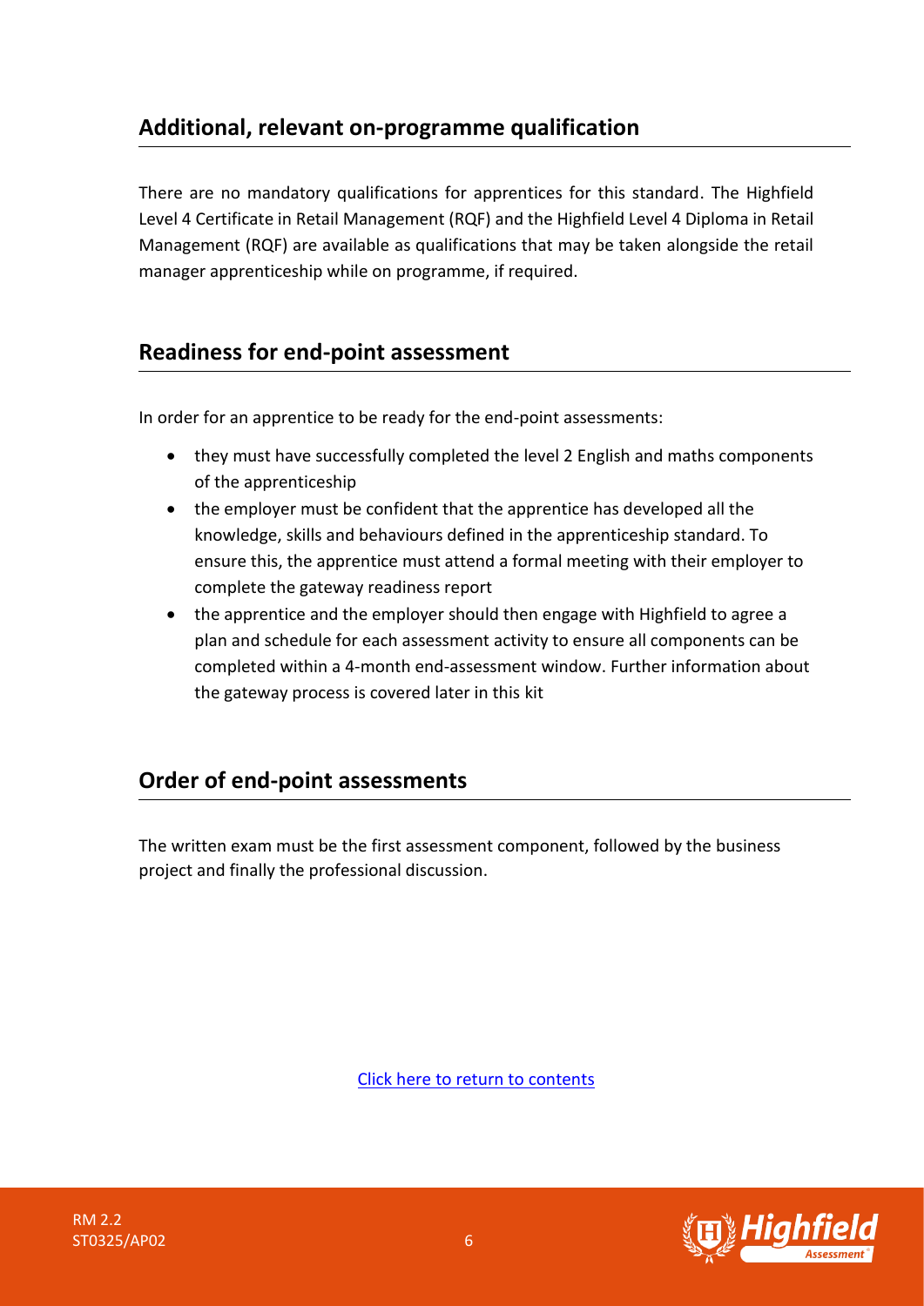## Additional, relevant on-programme qualification

There are no mandatory qualifications for apprentices for this standard. The Highfield Level 4 Certificate in Retail Management (RQF) and the Highfield Level 4 Diploma in Retail Management (RQF) are available as qualifications that may be taken alongside the retail manager apprenticeship while on programme, if required.

## Readiness for end-point assessment

In order for an apprentice to be ready for the end-point assessments:

- they must have successfully completed the level 2 English and maths components of the apprenticeship
- the employer must be confident that the apprentice has developed all the knowledge, skills and behaviours defined in the apprenticeship standard. To ensure this, the apprentice must attend a formal meeting with their employer to complete the gateway readiness report
- the apprentice and the employer should then engage with Highfield to agree a plan and schedule for each assessment activity to ensure all components can be completed within a 4-month end-assessment window. Further information about the gateway process is covered later in this kit

## Order of end-point assessments

The written exam must be the first assessment component, followed by the business project and finally the professional discussion.

Click here to return to contents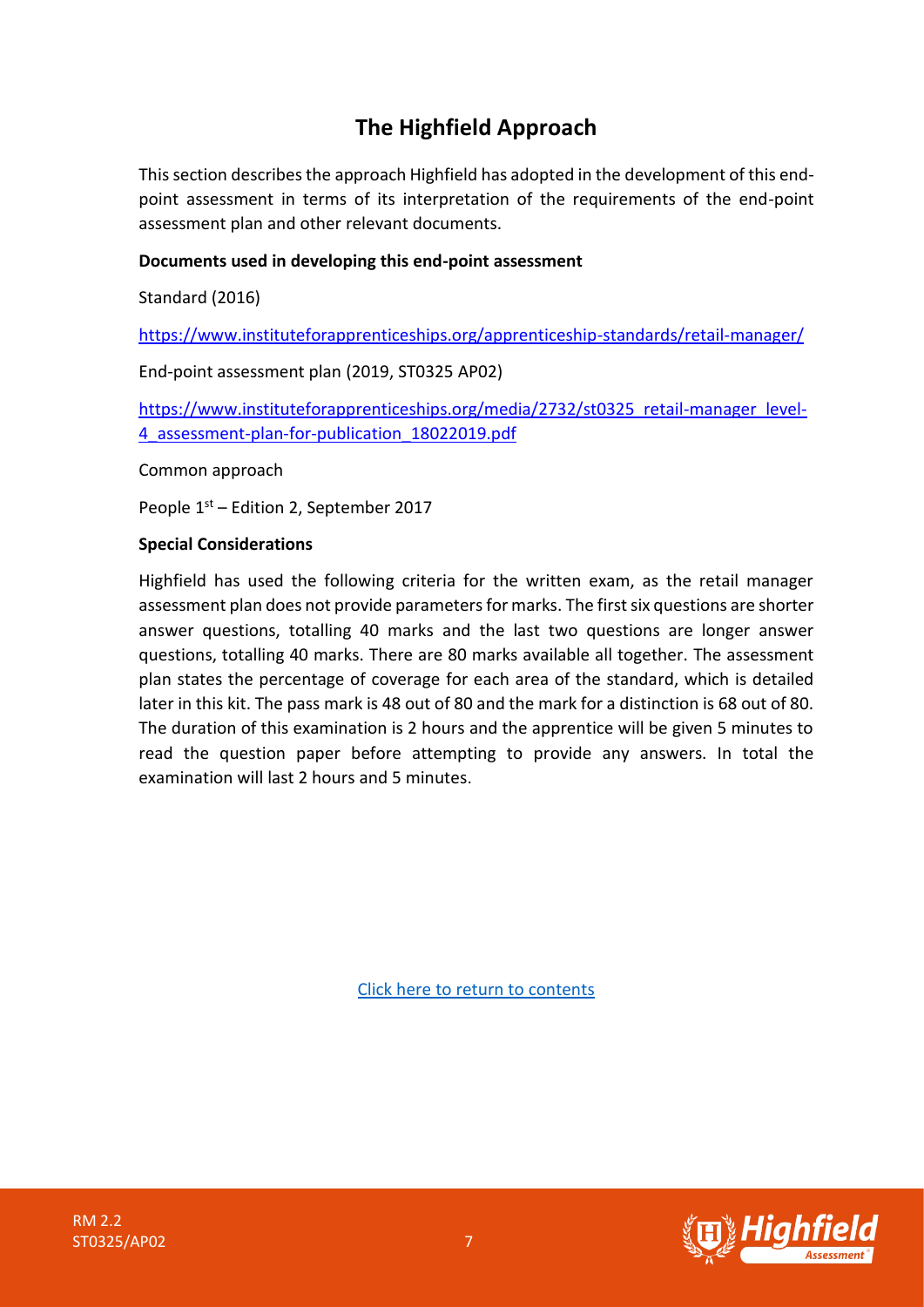# The Highfield Approach

This section describes the approach Highfield has adopted in the development of this end-point assessment in terms of its interpretation of the requirements of the end-point assessment plan and other relevant documents.

**Documents used in developing this end-point assessment**

Standard (2016)

https://www.instituteforapprenticeships.org/apprenticeship-standards/retail-manager/

End-point assessment plan (2019, ST0325 AP02)

https://www.instituteforapprenticeships.org/media/2732/st0325_retail-manager_level-4_assessment-plan-for-publication_18022019.pdf

Common approach

People 1st – Edition 2, September 2017

**Special Considerations**

Highfield has used the following criteria for the written exam, as the retail manager assessment plan does not provide parameters for marks. The first six questions are shorter answer questions, totalling 40 marks and the last two questions are longer answer questions, totalling 40 marks. There are 80 marks available all together. The assessment plan states the percentage of coverage for each area of the standard, which is detailed later in this kit. The pass mark is 48 out of 80 and the mark for a distinction is 68 out of 80. The duration of this examination is 2 hours and the apprentice will be given 5 minutes to read the question paper before attempting to provide any answers. In total the examination will last 2 hours and 5 minutes.

Click here to return to contents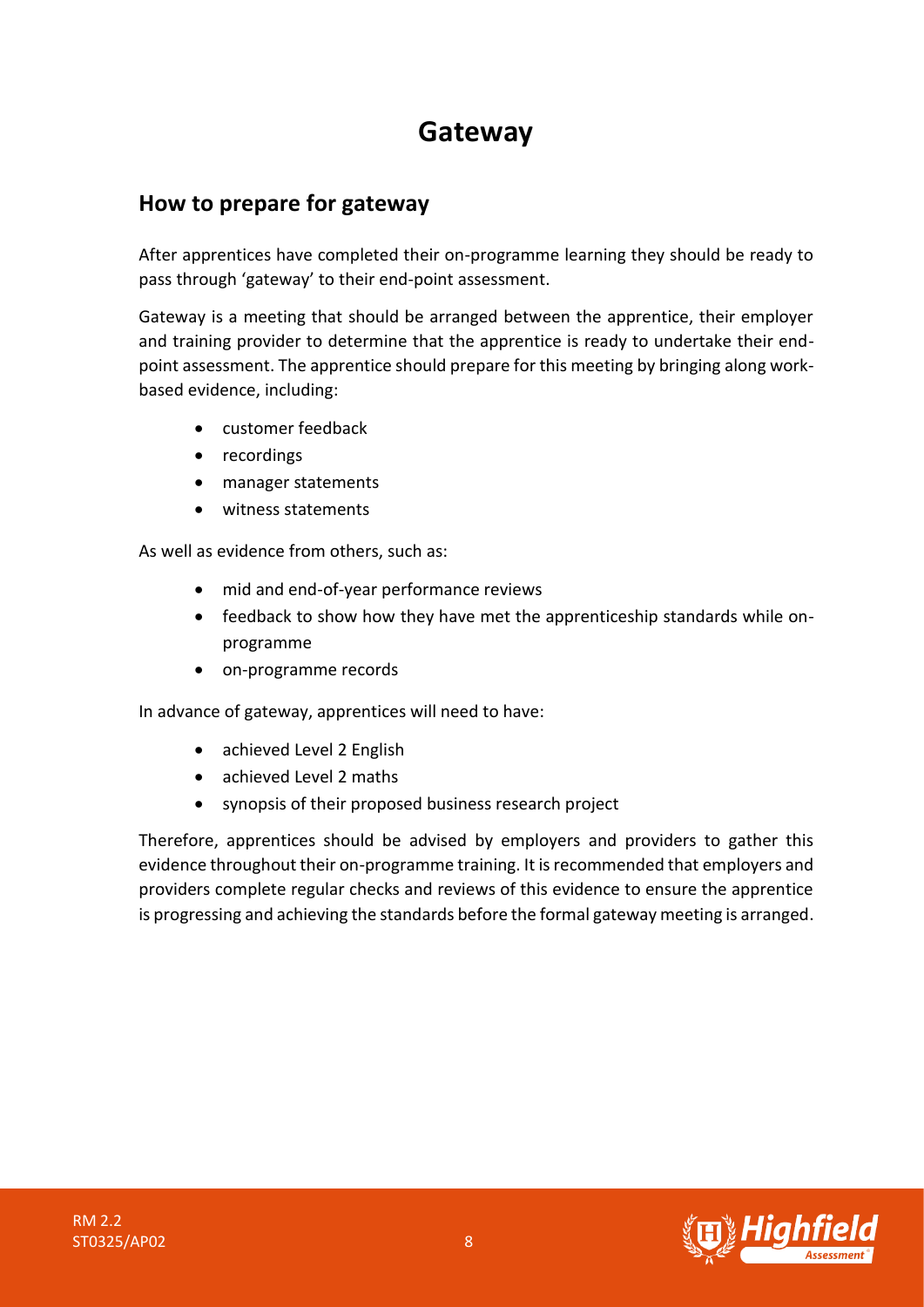# Gateway

## How to prepare for gateway

After apprentices have completed their on-programme learning they should be ready to pass through 'gateway' to their end-point assessment.

Gateway is a meeting that should be arranged between the apprentice, their employer and training provider to determine that the apprentice is ready to undertake their end-point assessment. The apprentice should prepare for this meeting by bringing along work-based evidence, including:

- customer feedback
- recordings
- manager statements
- witness statements

As well as evidence from others, such as:

- mid and end-of-year performance reviews
- feedback to show how they have met the apprenticeship standards while on-programme
- on-programme records

In advance of gateway, apprentices will need to have:

- achieved Level 2 English
- achieved Level 2 maths
- synopsis of their proposed business research project

Therefore, apprentices should be advised by employers and providers to gather this evidence throughout their on-programme training. It is recommended that employers and providers complete regular checks and reviews of this evidence to ensure the apprentice is progressing and achieving the standards before the formal gateway meeting is arranged.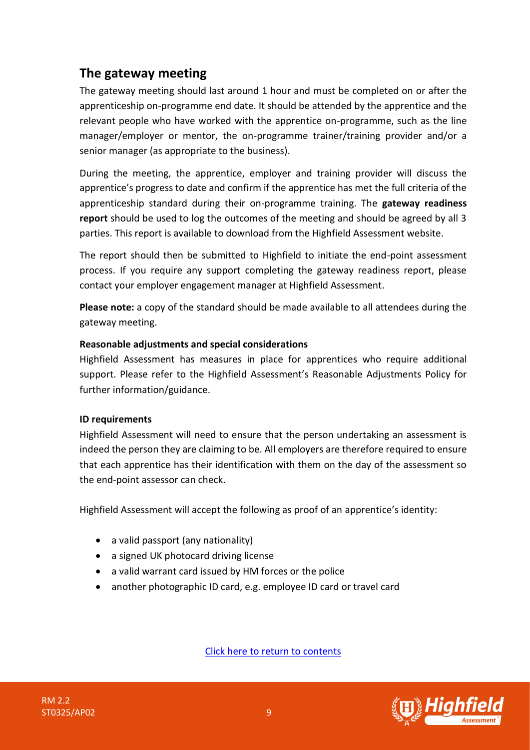## The gateway meeting

The gateway meeting should last around 1 hour and must be completed on or after the apprenticeship on-programme end date. It should be attended by the apprentice and the relevant people who have worked with the apprentice on-programme, such as the line manager/employer or mentor, the on-programme trainer/training provider and/or a senior manager (as appropriate to the business).

During the meeting, the apprentice, employer and training provider will discuss the apprentice's progress to date and confirm if the apprentice has met the full criteria of the apprenticeship standard during their on-programme training. The **gateway readiness report** should be used to log the outcomes of the meeting and should be agreed by all 3 parties. This report is available to download from the Highfield Assessment website.

The report should then be submitted to Highfield to initiate the end-point assessment process. If you require any support completing the gateway readiness report, please contact your employer engagement manager at Highfield Assessment.

**Please note:** a copy of the standard should be made available to all attendees during the gateway meeting.

**Reasonable adjustments and special considerations**

Highfield Assessment has measures in place for apprentices who require additional support. Please refer to the Highfield Assessment's Reasonable Adjustments Policy for further information/guidance.

**ID requirements**

Highfield Assessment will need to ensure that the person undertaking an assessment is indeed the person they are claiming to be. All employers are therefore required to ensure that each apprentice has their identification with them on the day of the assessment so the end-point assessor can check.

Highfield Assessment will accept the following as proof of an apprentice's identity:

- a valid passport (any nationality)
- a signed UK photocard driving license
- a valid warrant card issued by HM forces or the police
- another photographic ID card, e.g. employee ID card or travel card

Click here to return to contents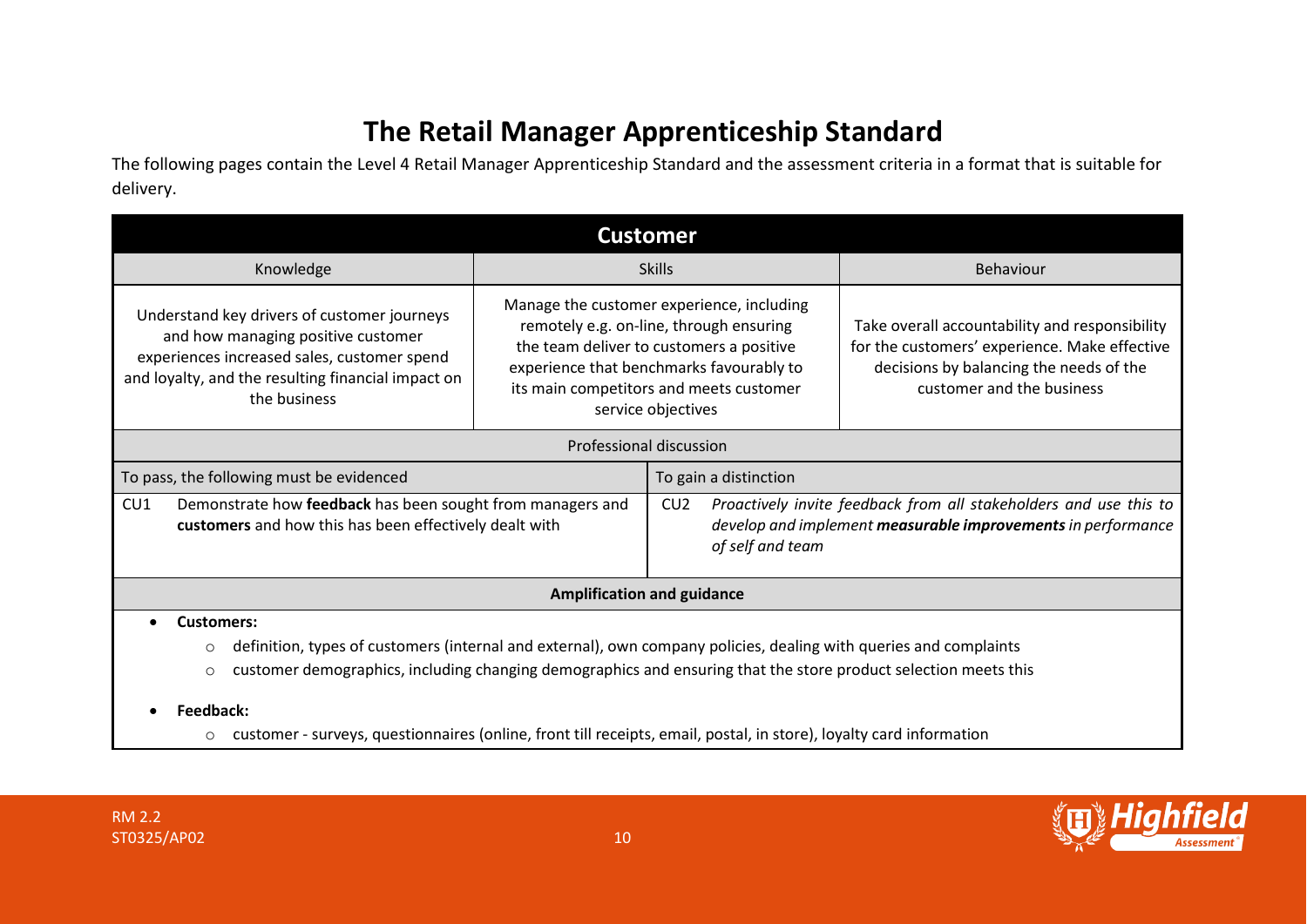# The Retail Manager Apprenticeship Standard

The following pages contain the Level 4 Retail Manager Apprenticeship Standard and the assessment criteria in a format that is suitable for delivery.

## Customer

| Knowledge | Skills | Behaviour |
|---|---|---|
| Understand key drivers of customer journeys and how managing positive customer experiences increased sales, customer spend and loyalty, and the resulting financial impact on the business | Manage the customer experience, including remotely e.g. on-line, through ensuring the team deliver to customers a positive experience that benchmarks favourably to its main competitors and meets customer service objectives | Take overall accountability and responsibility for the customers' experience. Make effective decisions by balancing the needs of the customer and the business |

**Professional discussion**

| To pass, the following must be evidenced | To gain a distinction |
|---|---|
| CU1 Demonstrate how **feedback** has been sought from managers and **customers** and how this has been effectively dealt with | CU2 *Proactively invite feedback from all stakeholders and use this to develop and implement* ***measurable improvements*** *in performance of self and team* |

**Amplification and guidance**

- **Customers:**
  - definition, types of customers (internal and external), own company policies, dealing with queries and complaints
  - customer demographics, including changing demographics and ensuring that the store product selection meets this
- **Feedback:**
  - customer - surveys, questionnaires (online, front till receipts, email, postal, in store), loyalty card information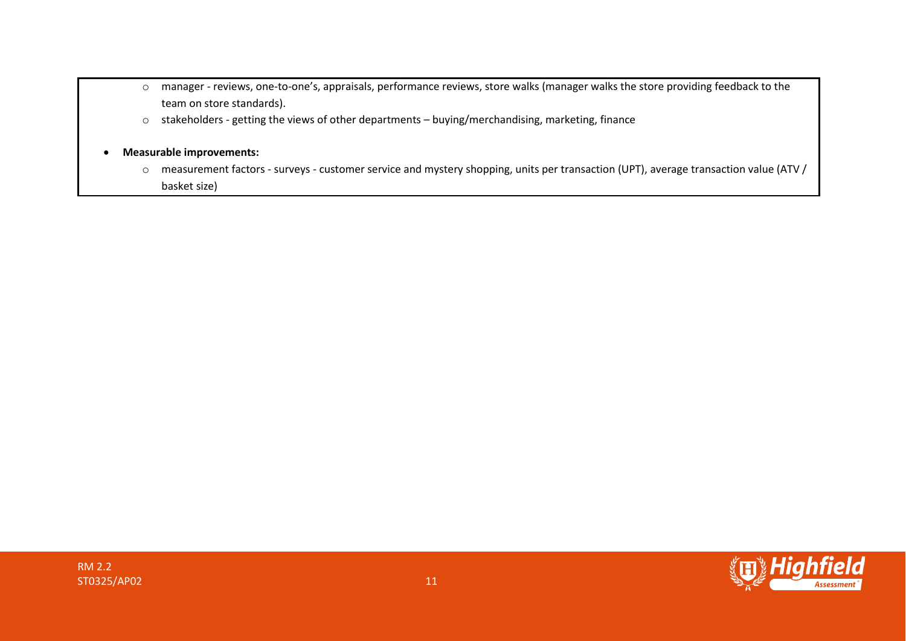- manager - reviews, one-to-one's, appraisals, performance reviews, store walks (manager walks the store providing feedback to the team on store standards).
  - stakeholders - getting the views of other departments – buying/merchandising, marketing, finance

- **Measurable improvements:**
  - measurement factors - surveys - customer service and mystery shopping, units per transaction (UPT), average transaction value (ATV / basket size)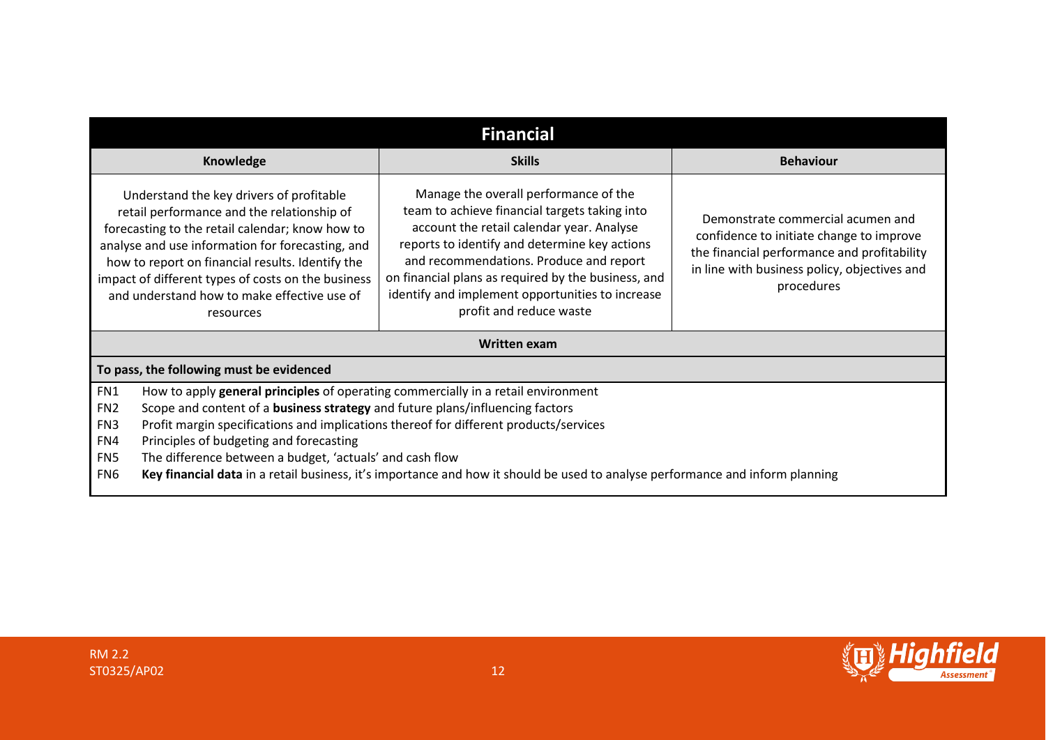| Financial | | |
|---|---|---|
| **Knowledge** | **Skills** | **Behaviour** |
| Understand the key drivers of profitable retail performance and the relationship of forecasting to the retail calendar; know how to analyse and use information for forecasting, and how to report on financial results. Identify the impact of different types of costs on the business and understand how to make effective use of resources | Manage the overall performance of the team to achieve financial targets taking into account the retail calendar year. Analyse reports to identify and determine key actions and recommendations. Produce and report on financial plans as required by the business, and identify and implement opportunities to increase profit and reduce waste | Demonstrate commercial acumen and confidence to initiate change to improve the financial performance and profitability in line with business policy, objectives and procedures |
| **Written exam** | | |
| **To pass, the following must be evidenced** | | |

- FN1 How to apply **general principles** of operating commercially in a retail environment
- FN2 Scope and content of a **business strategy** and future plans/influencing factors
- FN3 Profit margin specifications and implications thereof for different products/services
- FN4 Principles of budgeting and forecasting
- FN5 The difference between a budget, 'actuals' and cash flow
- FN6 **Key financial data** in a retail business, it's importance and how it should be used to analyse performance and inform planning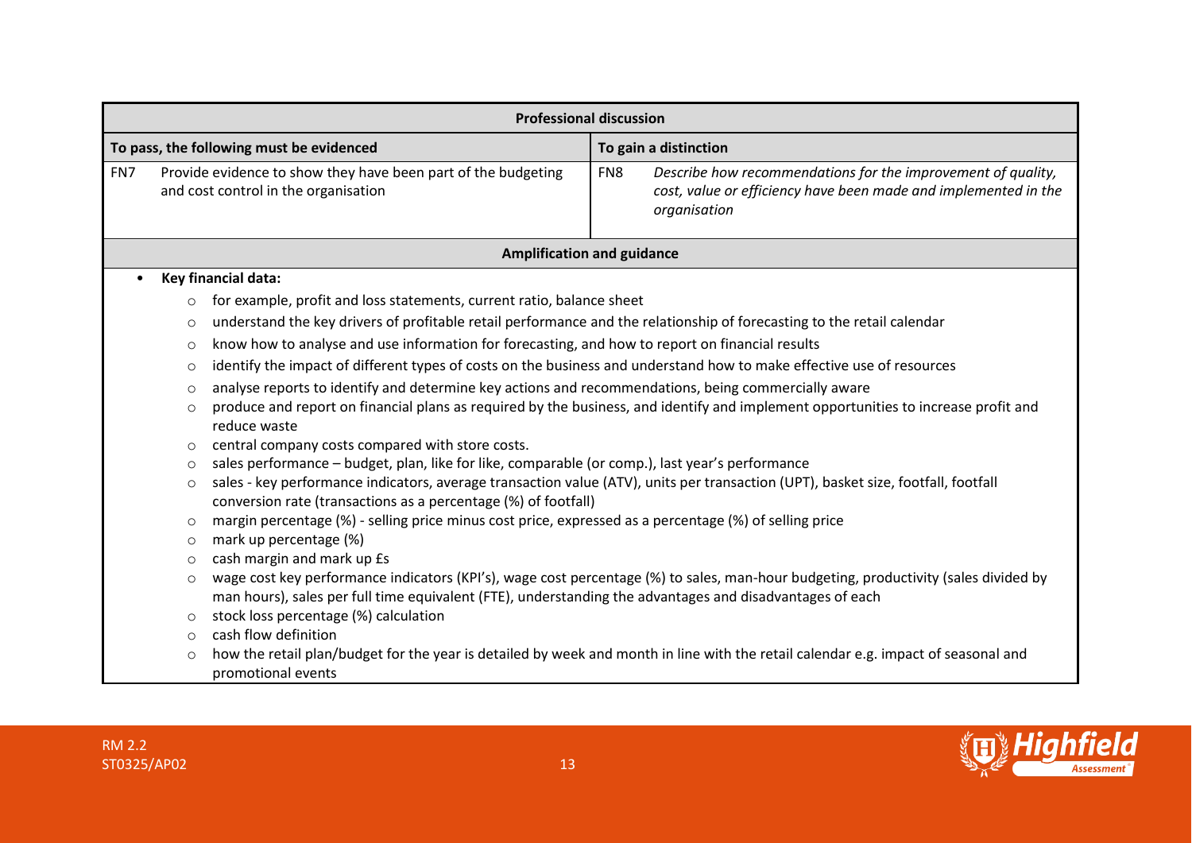| Professional discussion | | | |
|---|---|---|---|
| **To pass, the following must be evidenced** | | **To gain a distinction** | |
| FN7 | Provide evidence to show they have been part of the budgeting and cost control in the organisation | FN8 | *Describe how recommendations for the improvement of quality, cost, value or efficiency have been made and implemented in the organisation* |

**Amplification and guidance**

- **Key financial data:**
  - for example, profit and loss statements, current ratio, balance sheet
  - understand the key drivers of profitable retail performance and the relationship of forecasting to the retail calendar
  - know how to analyse and use information for forecasting, and how to report on financial results
  - identify the impact of different types of costs on the business and understand how to make effective use of resources
  - analyse reports to identify and determine key actions and recommendations, being commercially aware
  - produce and report on financial plans as required by the business, and identify and implement opportunities to increase profit and reduce waste
  - central company costs compared with store costs.
  - sales performance – budget, plan, like for like, comparable (or comp.), last year's performance
  - sales - key performance indicators, average transaction value (ATV), units per transaction (UPT), basket size, footfall, footfall conversion rate (transactions as a percentage (%) of footfall)
  - margin percentage (%) - selling price minus cost price, expressed as a percentage (%) of selling price
  - mark up percentage (%)
  - cash margin and mark up £s
  - wage cost key performance indicators (KPI's), wage cost percentage (%) to sales, man-hour budgeting, productivity (sales divided by man hours), sales per full time equivalent (FTE), understanding the advantages and disadvantages of each
  - stock loss percentage (%) calculation
  - cash flow definition
  - how the retail plan/budget for the year is detailed by week and month in line with the retail calendar e.g. impact of seasonal and promotional events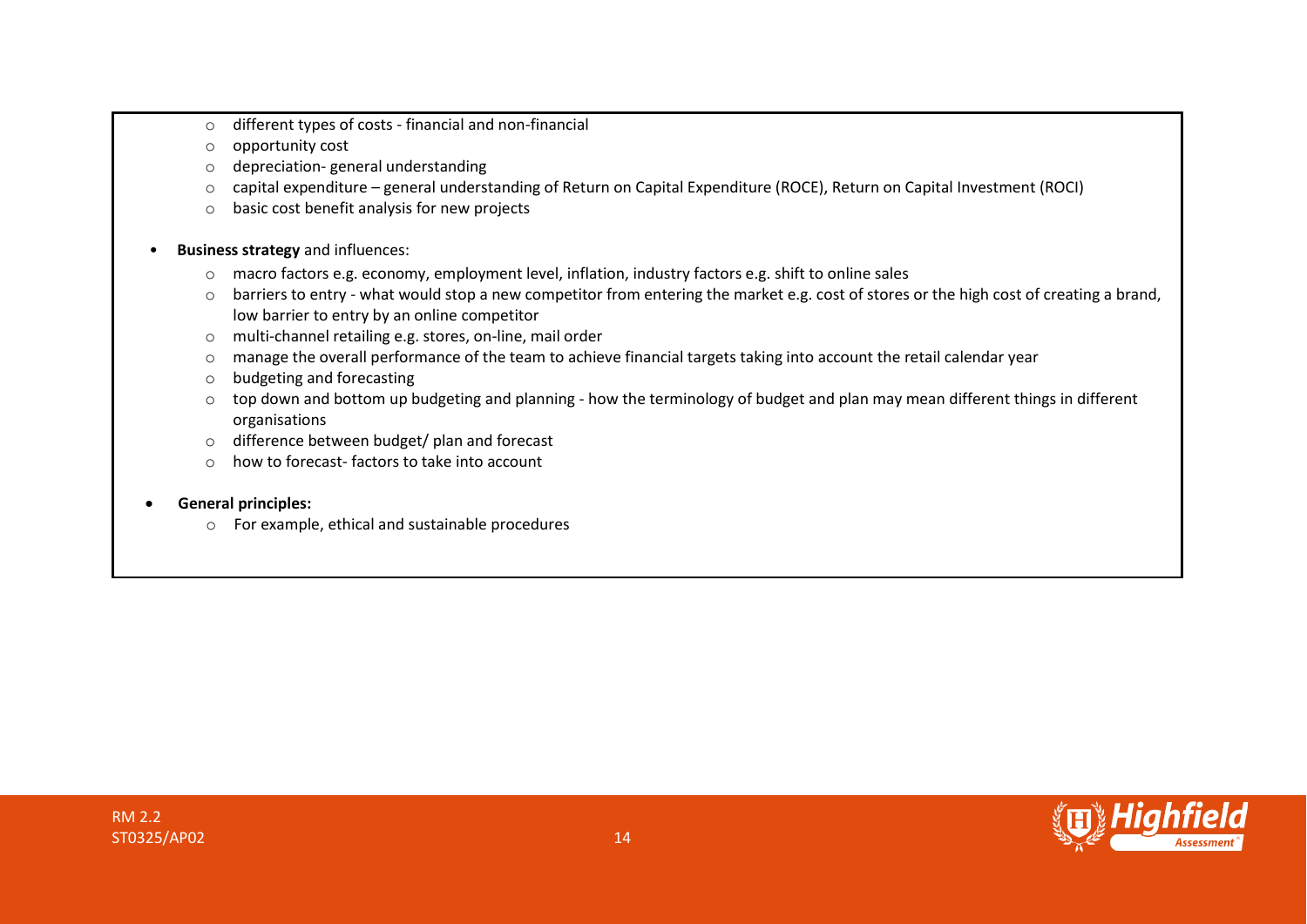- different types of costs - financial and non-financial
- opportunity cost
- depreciation- general understanding
- capital expenditure – general understanding of Return on Capital Expenditure (ROCE), Return on Capital Investment (ROCI)
- basic cost benefit analysis for new projects

- **Business strategy** and influences:
  - macro factors e.g. economy, employment level, inflation, industry factors e.g. shift to online sales
  - barriers to entry - what would stop a new competitor from entering the market e.g. cost of stores or the high cost of creating a brand, low barrier to entry by an online competitor
  - multi-channel retailing e.g. stores, on-line, mail order
  - manage the overall performance of the team to achieve financial targets taking into account the retail calendar year
  - budgeting and forecasting
  - top down and bottom up budgeting and planning - how the terminology of budget and plan may mean different things in different organisations
  - difference between budget/ plan and forecast
  - how to forecast- factors to take into account

- **General principles:**
  - For example, ethical and sustainable procedures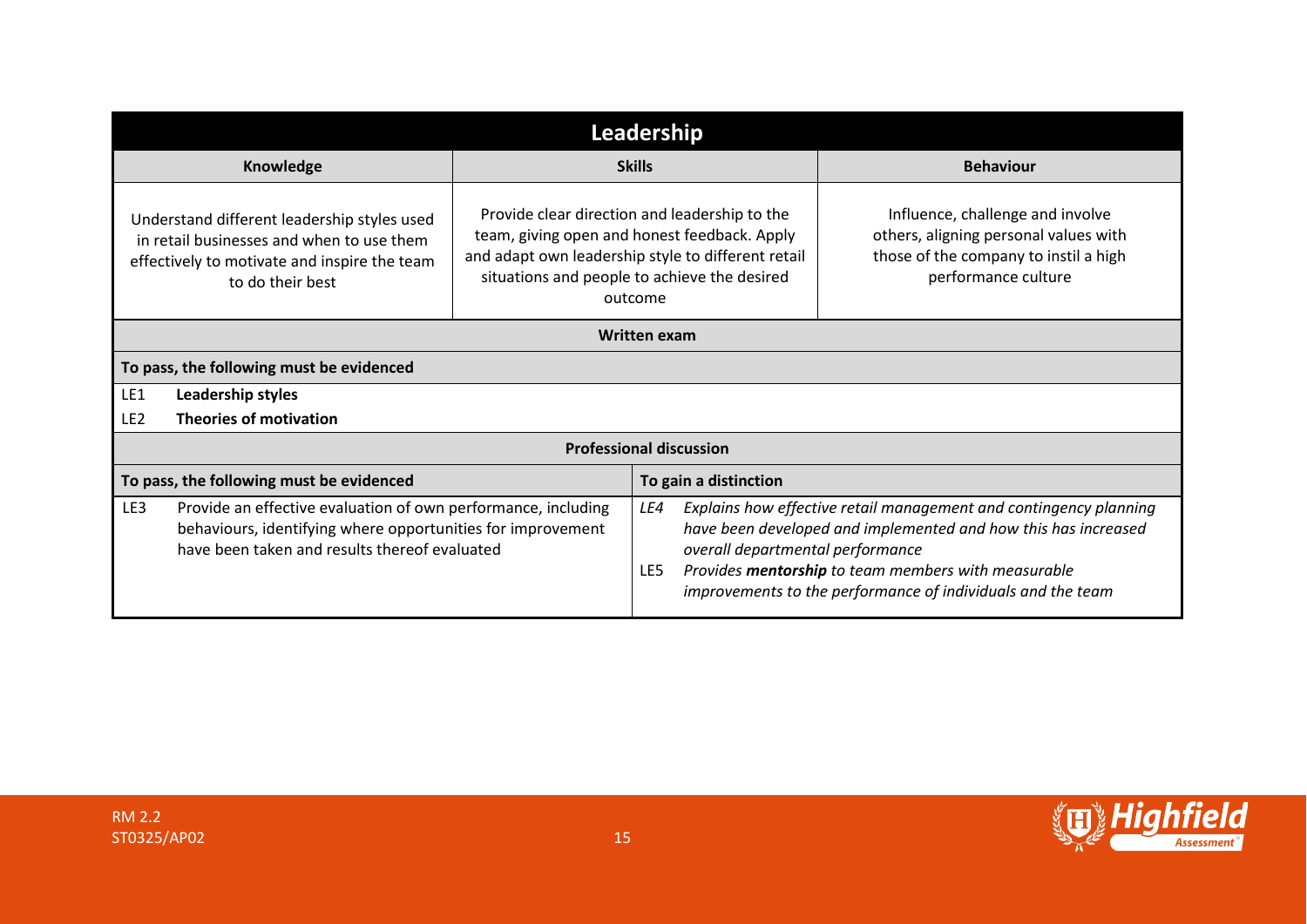| Leadership | | |
|---|---|---|
| **Knowledge** | **Skills** | **Behaviour** |
| Understand different leadership styles used in retail businesses and when to use them effectively to motivate and inspire the team to do their best | Provide clear direction and leadership to the team, giving open and honest feedback. Apply and adapt own leadership style to different retail situations and people to achieve the desired outcome | Influence, challenge and involve others, aligning personal values with those of the company to instil a high performance culture |

**Written exam**

**To pass, the following must be evidenced**

| | |
|---|---|
| LE1 | **Leadership styles** |
| LE2 | **Theories of motivation** |

**Professional discussion**

| To pass, the following must be evidenced | To gain a distinction |
|---|---|
| LE3 Provide an effective evaluation of own performance, including behaviours, identifying where opportunities for improvement have been taken and results thereof evaluated | *LE4 Explains how effective retail management and contingency planning have been developed and implemented and how this has increased overall departmental performance*<br>LE5 *Provides **mentorship** to team members with measurable improvements to the performance of individuals and the team* |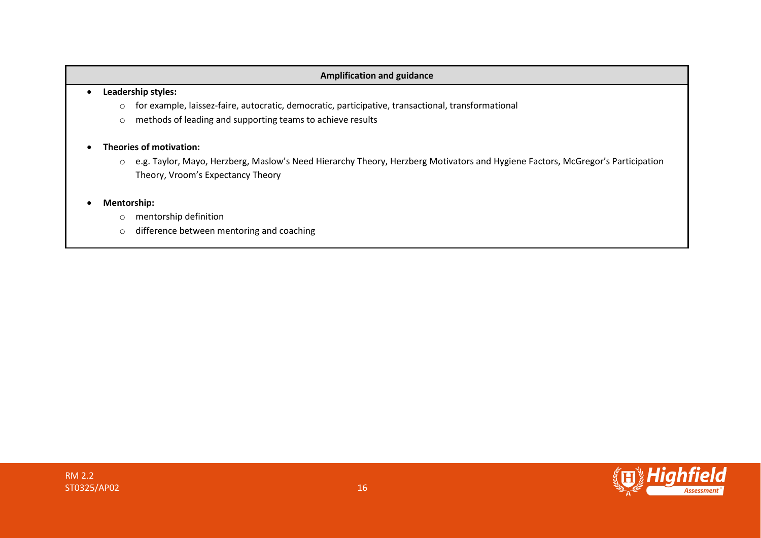| Amplification and guidance |
| --- |
| • **Leadership styles:**<br>  ○ for example, laissez-faire, autocratic, democratic, participative, transactional, transformational<br>  ○ methods of leading and supporting teams to achieve results<br><br>• **Theories of motivation:**<br>  ○ e.g. Taylor, Mayo, Herzberg, Maslow's Need Hierarchy Theory, Herzberg Motivators and Hygiene Factors, McGregor's Participation Theory, Vroom's Expectancy Theory<br><br>• **Mentorship:**<br>  ○ mentorship definition<br>  ○ difference between mentoring and coaching |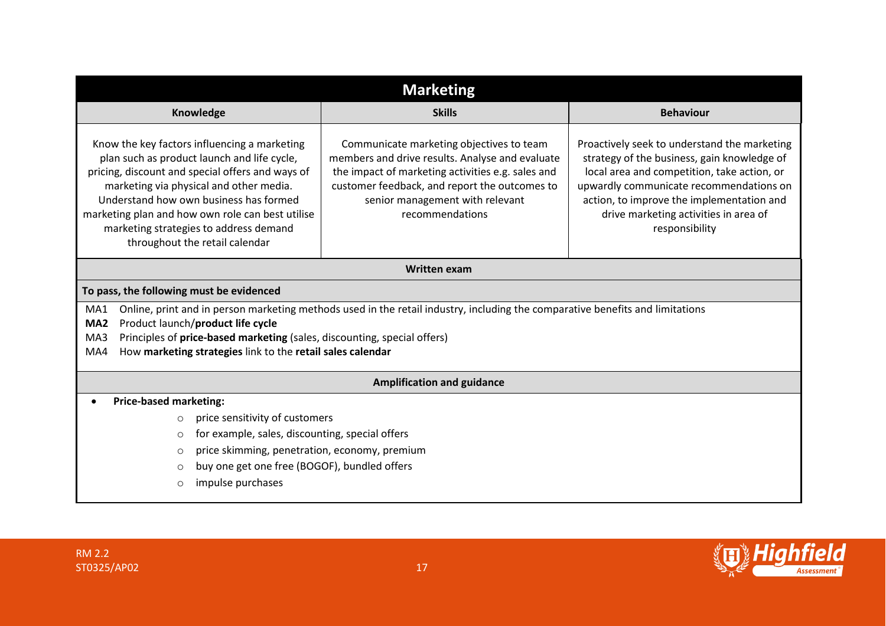## Marketing

| Knowledge | Skills | Behaviour |
| --- | --- | --- |
| Know the key factors influencing a marketing plan such as product launch and life cycle, pricing, discount and special offers and ways of marketing via physical and other media. Understand how own business has formed marketing plan and how own role can best utilise marketing strategies to address demand throughout the retail calendar | Communicate marketing objectives to team members and drive results. Analyse and evaluate the impact of marketing activities e.g. sales and customer feedback, and report the outcomes to senior management with relevant recommendations | Proactively seek to understand the marketing strategy of the business, gain knowledge of local area and competition, take action, or upwardly communicate recommendations on action, to improve the implementation and drive marketing activities in area of responsibility |

**Written exam**

**To pass, the following must be evidenced**

- MA1 Online, print and in person marketing methods used in the retail industry, including the comparative benefits and limitations
- **MA2** Product launch/**product life cycle**
- MA3 Principles of **price-based marketing** (sales, discounting, special offers)
- MA4 How **marketing strategies** link to the **retail sales calendar**

**Amplification and guidance**

- **Price-based marketing:**
  - price sensitivity of customers
  - for example, sales, discounting, special offers
  - price skimming, penetration, economy, premium
  - buy one get one free (BOGOF), bundled offers
  - impulse purchases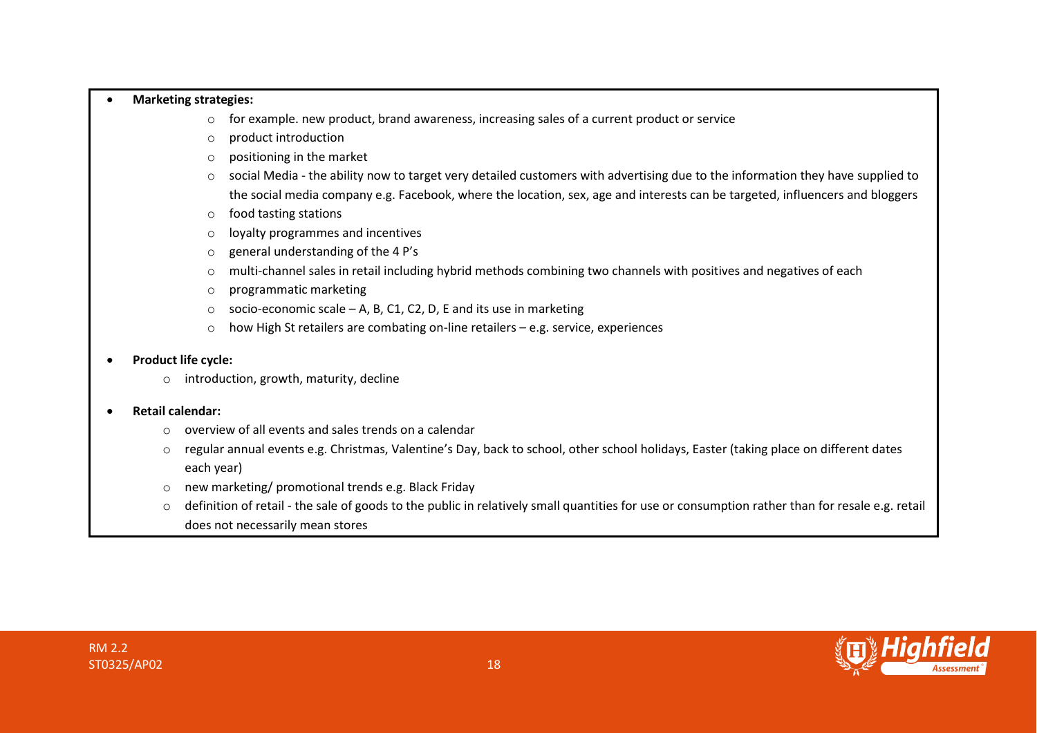- **Marketing strategies:**
  - for example. new product, brand awareness, increasing sales of a current product or service
  - product introduction
  - positioning in the market
  - social Media - the ability now to target very detailed customers with advertising due to the information they have supplied to the social media company e.g. Facebook, where the location, sex, age and interests can be targeted, influencers and bloggers
  - food tasting stations
  - loyalty programmes and incentives
  - general understanding of the 4 P's
  - multi-channel sales in retail including hybrid methods combining two channels with positives and negatives of each
  - programmatic marketing
  - socio-economic scale – A, B, C1, C2, D, E and its use in marketing
  - how High St retailers are combating on-line retailers – e.g. service, experiences

- **Product life cycle:**
  - introduction, growth, maturity, decline

- **Retail calendar:**
  - overview of all events and sales trends on a calendar
  - regular annual events e.g. Christmas, Valentine's Day, back to school, other school holidays, Easter (taking place on different dates each year)
  - new marketing/ promotional trends e.g. Black Friday
  - definition of retail - the sale of goods to the public in relatively small quantities for use or consumption rather than for resale e.g. retail does not necessarily mean stores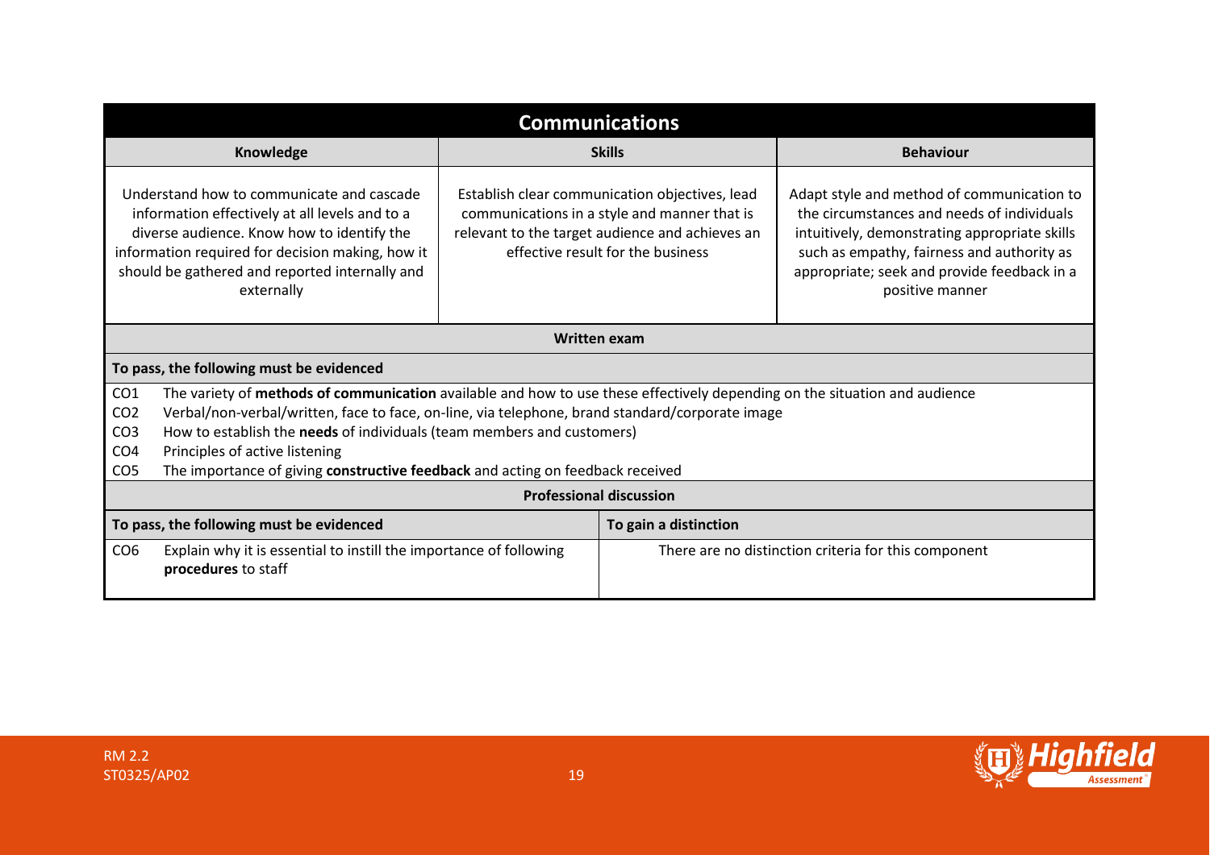## Communications

| Knowledge | Skills | Behaviour |
|---|---|---|
| Understand how to communicate and cascade information effectively at all levels and to a diverse audience. Know how to identify the information required for decision making, how it should be gathered and reported internally and externally | Establish clear communication objectives, lead communications in a style and manner that is relevant to the target audience and achieves an effective result for the business | Adapt style and method of communication to the circumstances and needs of individuals intuitively, demonstrating appropriate skills such as empathy, fairness and authority as appropriate; seek and provide feedback in a positive manner |

**Written exam**

**To pass, the following must be evidenced**

| | |
|---|---|
| CO1 | The variety of **methods of communication** available and how to use these effectively depending on the situation and audience |
| CO2 | Verbal/non-verbal/written, face to face, on-line, via telephone, brand standard/corporate image |
| CO3 | How to establish the **needs** of individuals (team members and customers) |
| CO4 | Principles of active listening |
| CO5 | The importance of giving **constructive feedback** and acting on feedback received |

**Professional discussion**

| To pass, the following must be evidenced | To gain a distinction |
|---|---|
| CO6 Explain why it is essential to instill the importance of following **procedures** to staff | There are no distinction criteria for this component |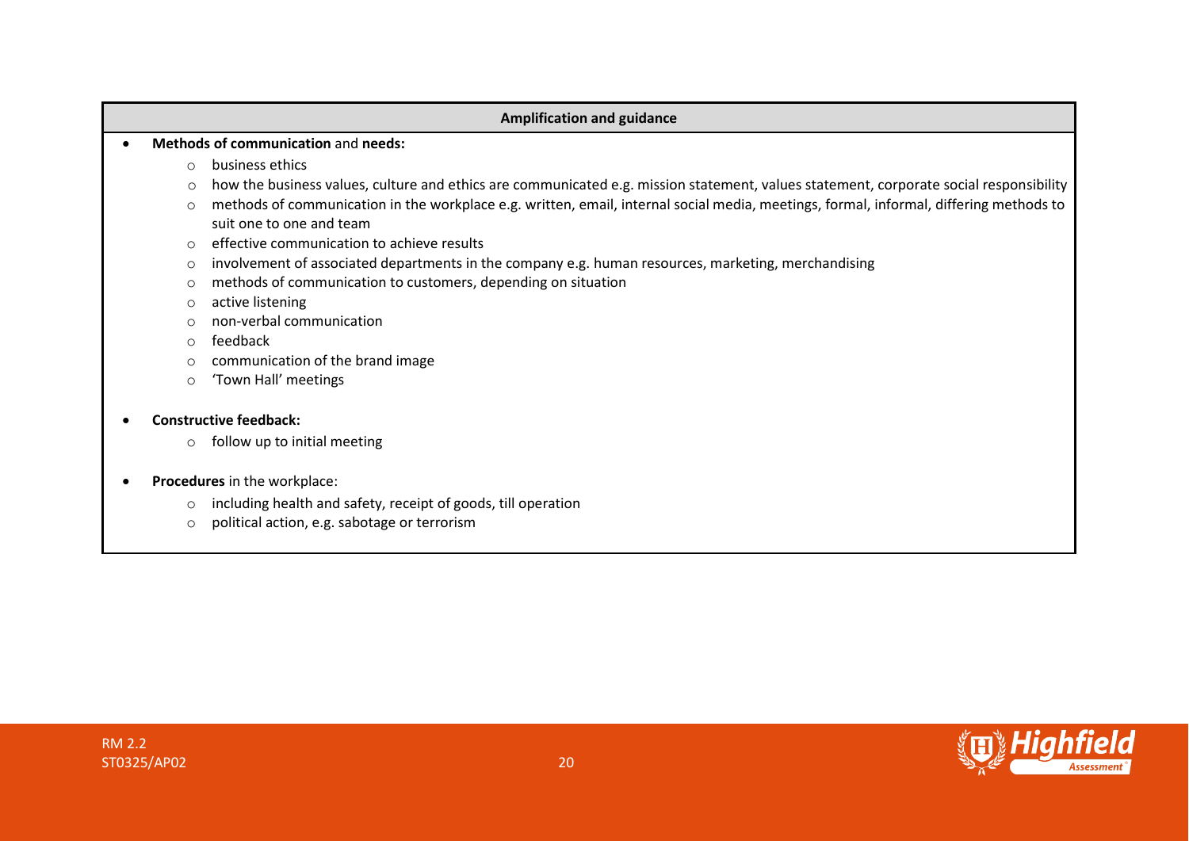| Amplification and guidance |
|---|
| <ul><li>**Methods of communication** and **needs:**<ul><li>business ethics</li><li>how the business values, culture and ethics are communicated e.g. mission statement, values statement, corporate social responsibility</li><li>methods of communication in the workplace e.g. written, email, internal social media, meetings, formal, informal, differing methods to suit one to one and team</li><li>effective communication to achieve results</li><li>involvement of associated departments in the company e.g. human resources, marketing, merchandising</li><li>methods of communication to customers, depending on situation</li><li>active listening</li><li>non-verbal communication</li><li>feedback</li><li>communication of the brand image</li><li>'Town Hall' meetings</li></ul></li><li>**Constructive feedback:**<ul><li>follow up to initial meeting</li></ul></li><li>**Procedures** in the workplace:<ul><li>including health and safety, receipt of goods, till operation</li><li>political action, e.g. sabotage or terrorism</li></ul></li></ul> |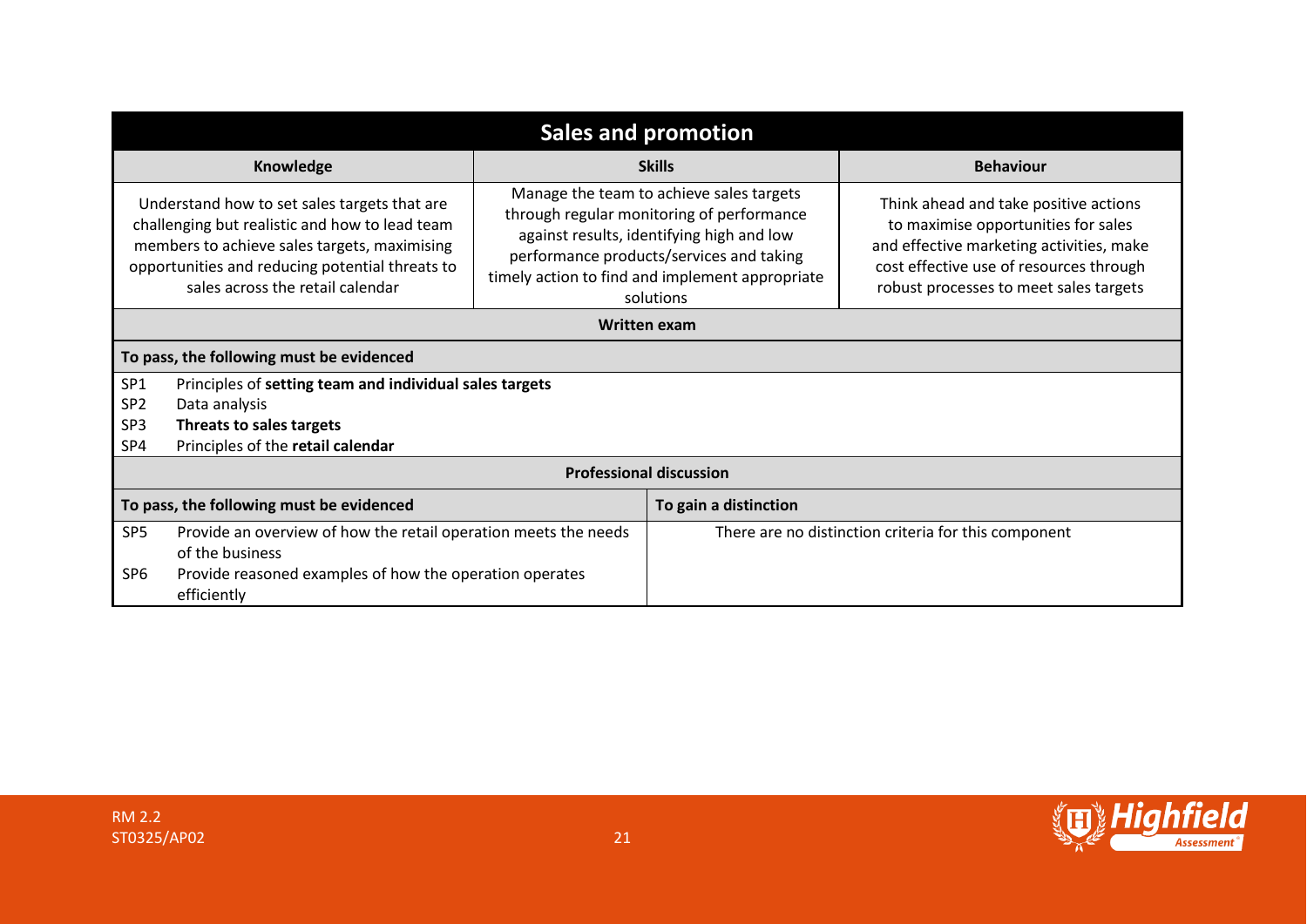| Sales and promotion | | |
|---|---|---|
| **Knowledge** | **Skills** | **Behaviour** |
| Understand how to set sales targets that are challenging but realistic and how to lead team members to achieve sales targets, maximising opportunities and reducing potential threats to sales across the retail calendar | Manage the team to achieve sales targets through regular monitoring of performance against results, identifying high and low performance products/services and taking timely action to find and implement appropriate solutions | Think ahead and take positive actions to maximise opportunities for sales and effective marketing activities, make cost effective use of resources through robust processes to meet sales targets |

**Written exam**

| To pass, the following must be evidenced | |
|---|---|
| SP1 | Principles of **setting team and individual sales targets** |
| SP2 | Data analysis |
| SP3 | **Threats to sales targets** |
| SP4 | Principles of the **retail calendar** |

**Professional discussion**

| To pass, the following must be evidenced | | To gain a distinction |
|---|---|---|
| SP5 | Provide an overview of how the retail operation meets the needs of the business | There are no distinction criteria for this component |
| SP6 | Provide reasoned examples of how the operation operates efficiently | |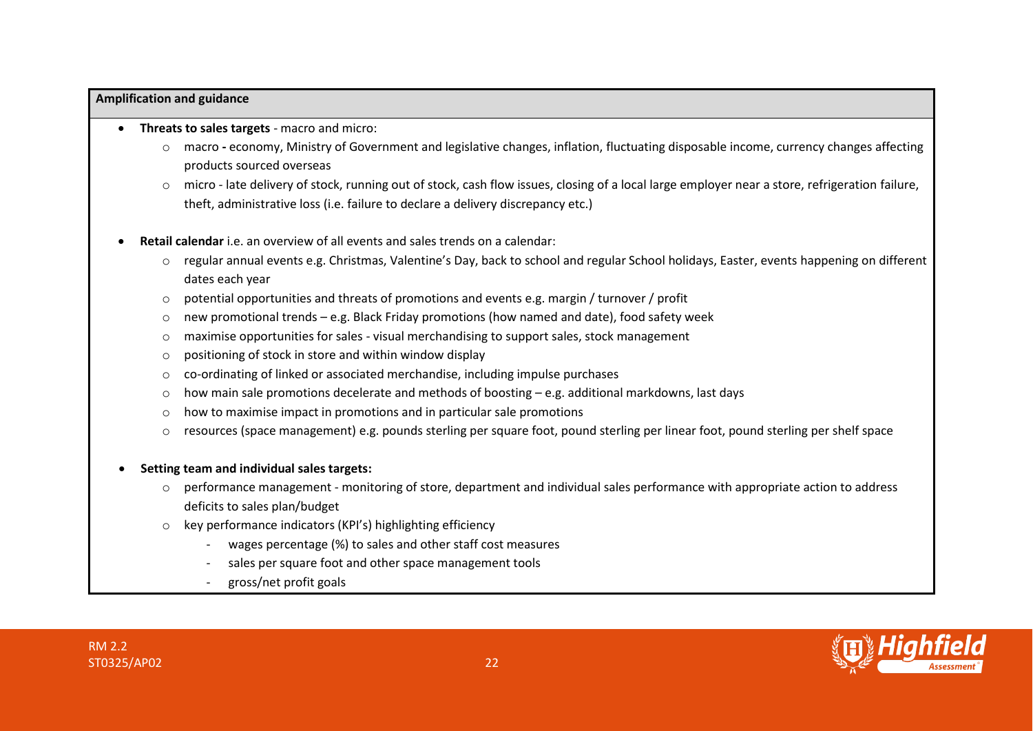**Amplification and guidance**

- **Threats to sales targets** - macro and micro:
  - macro **-** economy, Ministry of Government and legislative changes, inflation, fluctuating disposable income, currency changes affecting products sourced overseas
  - micro - late delivery of stock, running out of stock, cash flow issues, closing of a local large employer near a store, refrigeration failure, theft, administrative loss (i.e. failure to declare a delivery discrepancy etc.)

- **Retail calendar** i.e. an overview of all events and sales trends on a calendar:
  - regular annual events e.g. Christmas, Valentine's Day, back to school and regular School holidays, Easter, events happening on different dates each year
  - potential opportunities and threats of promotions and events e.g. margin / turnover / profit
  - new promotional trends – e.g. Black Friday promotions (how named and date), food safety week
  - maximise opportunities for sales - visual merchandising to support sales, stock management
  - positioning of stock in store and within window display
  - co-ordinating of linked or associated merchandise, including impulse purchases
  - how main sale promotions decelerate and methods of boosting – e.g. additional markdowns, last days
  - how to maximise impact in promotions and in particular sale promotions
  - resources (space management) e.g. pounds sterling per square foot, pound sterling per linear foot, pound sterling per shelf space

- **Setting team and individual sales targets:**
  - performance management - monitoring of store, department and individual sales performance with appropriate action to address deficits to sales plan/budget
  - key performance indicators (KPI's) highlighting efficiency
    - wages percentage (%) to sales and other staff cost measures
    - sales per square foot and other space management tools
    - gross/net profit goals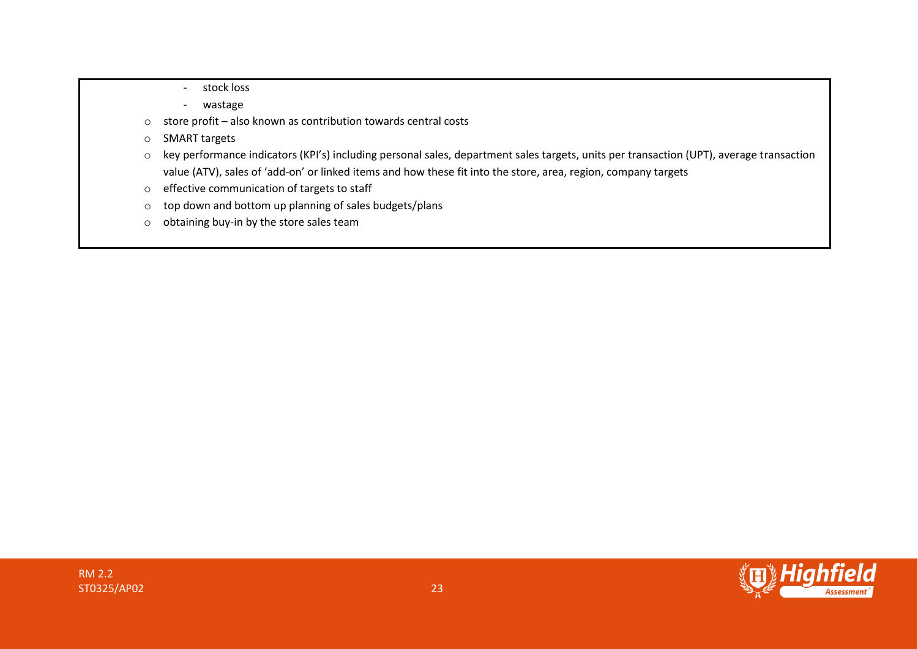- stock loss
  - wastage
- store profit – also known as contribution towards central costs
- SMART targets
- key performance indicators (KPI's) including personal sales, department sales targets, units per transaction (UPT), average transaction value (ATV), sales of 'add-on' or linked items and how these fit into the store, area, region, company targets
- effective communication of targets to staff
- top down and bottom up planning of sales budgets/plans
- obtaining buy-in by the store sales team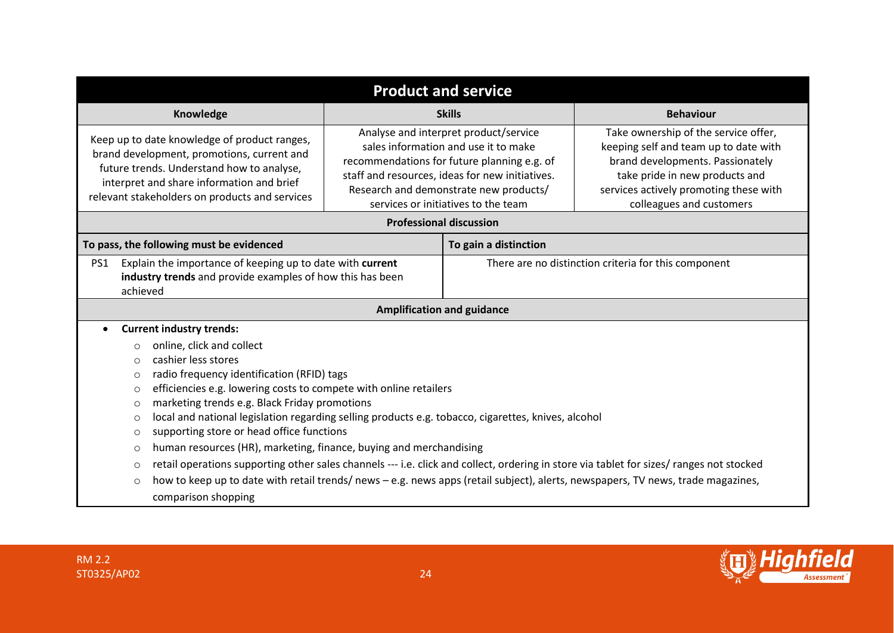## Product and service

| Knowledge | Skills | Behaviour |
|---|---|---|
| Keep up to date knowledge of product ranges, brand development, promotions, current and future trends. Understand how to analyse, interpret and share information and brief relevant stakeholders on products and services | Analyse and interpret product/service sales information and use it to make recommendations for future planning e.g. of staff and resources, ideas for new initiatives. Research and demonstrate new products/ services or initiatives to the team | Take ownership of the service offer, keeping self and team up to date with brand developments. Passionately take pride in new products and services actively promoting these with colleagues and customers |

**Professional discussion**

| To pass, the following must be evidenced | To gain a distinction |
|---|---|
| PS1 Explain the importance of keeping up to date with **current industry trends** and provide examples of how this has been achieved | There are no distinction criteria for this component |

**Amplification and guidance**

- **Current industry trends:**
  - online, click and collect
  - cashier less stores
  - radio frequency identification (RFID) tags
  - efficiencies e.g. lowering costs to compete with online retailers
  - marketing trends e.g. Black Friday promotions
  - local and national legislation regarding selling products e.g. tobacco, cigarettes, knives, alcohol
  - supporting store or head office functions
  - human resources (HR), marketing, finance, buying and merchandising
  - retail operations supporting other sales channels --- i.e. click and collect, ordering in store via tablet for sizes/ ranges not stocked
  - how to keep up to date with retail trends/ news – e.g. news apps (retail subject), alerts, newspapers, TV news, trade magazines, comparison shopping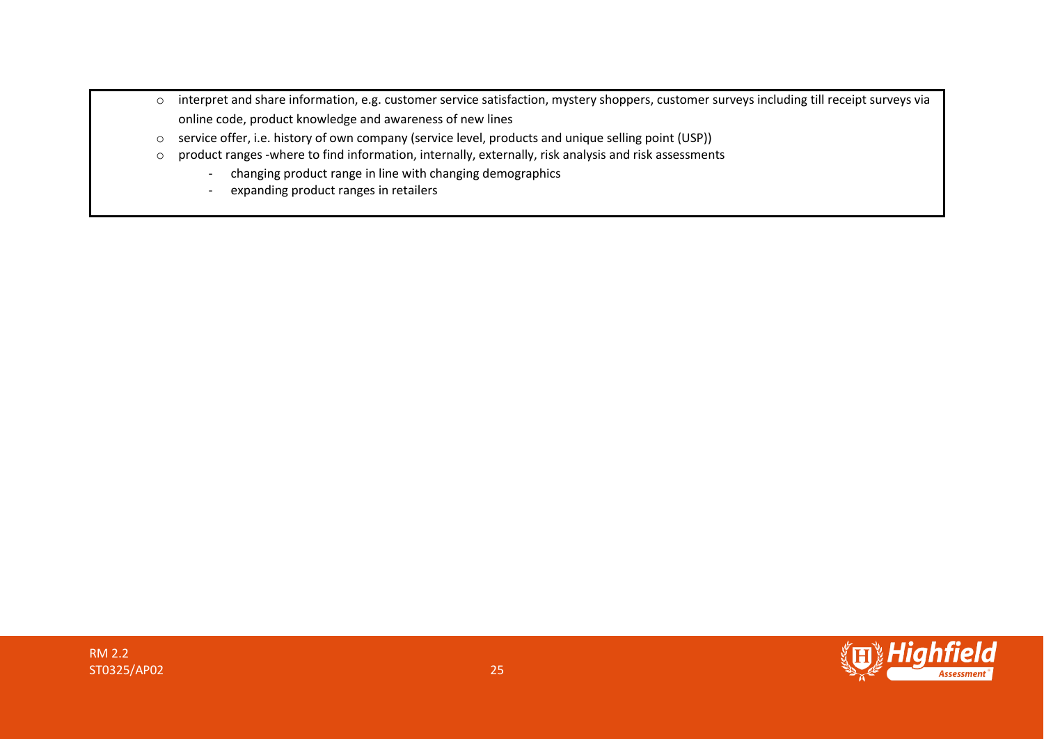- interpret and share information, e.g. customer service satisfaction, mystery shoppers, customer surveys including till receipt surveys via online code, product knowledge and awareness of new lines
- service offer, i.e. history of own company (service level, products and unique selling point (USP))
- product ranges -where to find information, internally, externally, risk analysis and risk assessments
  - changing product range in line with changing demographics
  - expanding product ranges in retailers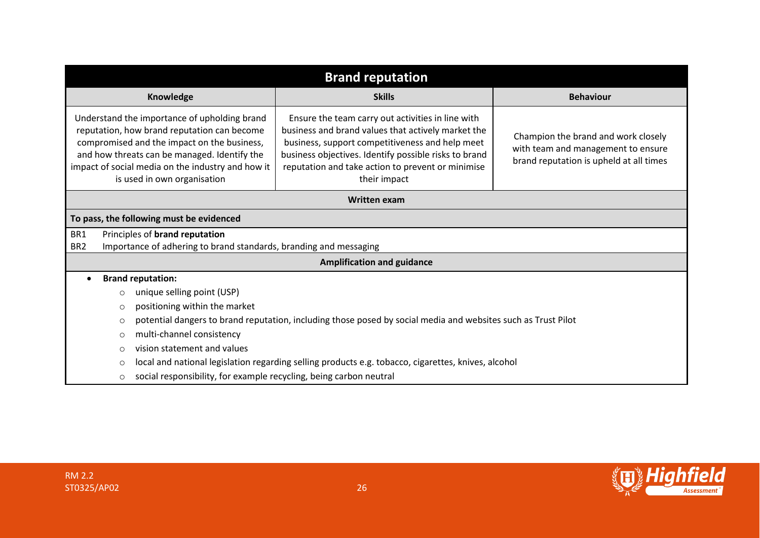## Brand reputation

| Knowledge | Skills | Behaviour |
| --- | --- | --- |
| Understand the importance of upholding brand reputation, how brand reputation can become compromised and the impact on the business, and how threats can be managed. Identify the impact of social media on the industry and how it is used in own organisation | Ensure the team carry out activities in line with business and brand values that actively market the business, support competitiveness and help meet business objectives. Identify possible risks to brand reputation and take action to prevent or minimise their impact | Champion the brand and work closely with team and management to ensure brand reputation is upheld at all times |

**Written exam**

**To pass, the following must be evidenced**

- BR1 Principles of **brand reputation**
- BR2 Importance of adhering to brand standards, branding and messaging

**Amplification and guidance**

- **Brand reputation:**
  - unique selling point (USP)
  - positioning within the market
  - potential dangers to brand reputation, including those posed by social media and websites such as Trust Pilot
  - multi-channel consistency
  - vision statement and values
  - local and national legislation regarding selling products e.g. tobacco, cigarettes, knives, alcohol
  - social responsibility, for example recycling, being carbon neutral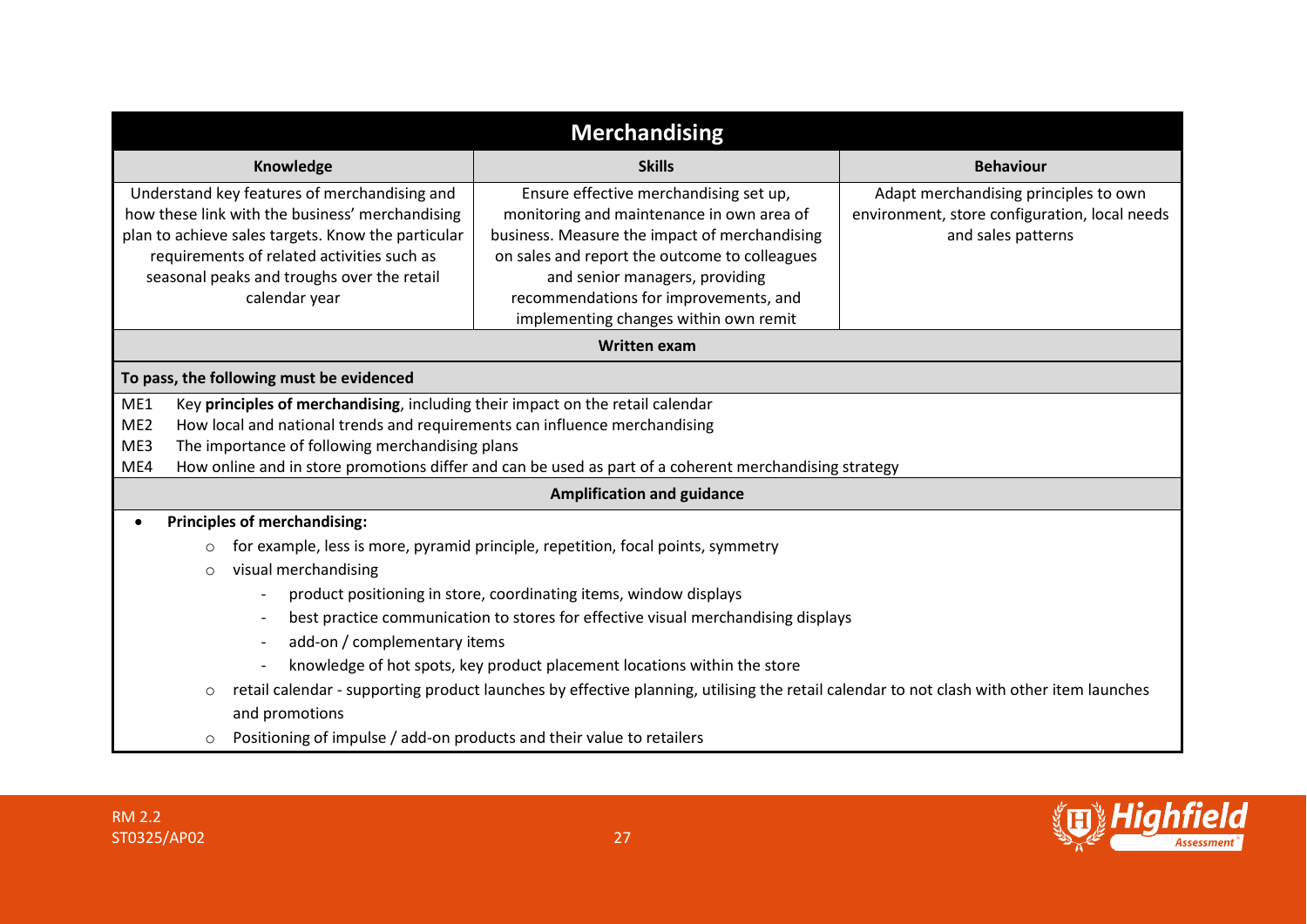## Merchandising

| Knowledge | Skills | Behaviour |
|---|---|---|
| Understand key features of merchandising and how these link with the business' merchandising plan to achieve sales targets. Know the particular requirements of related activities such as seasonal peaks and troughs over the retail calendar year | Ensure effective merchandising set up, monitoring and maintenance in own area of business. Measure the impact of merchandising on sales and report the outcome to colleagues and senior managers, providing recommendations for improvements, and implementing changes within own remit | Adapt merchandising principles to own environment, store configuration, local needs and sales patterns |

**Written exam**

**To pass, the following must be evidenced**

- ME1 Key **principles of merchandising**, including their impact on the retail calendar
- ME2 How local and national trends and requirements can influence merchandising
- ME3 The importance of following merchandising plans
- ME4 How online and in store promotions differ and can be used as part of a coherent merchandising strategy

**Amplification and guidance**

- **Principles of merchandising:**
  - for example, less is more, pyramid principle, repetition, focal points, symmetry
  - visual merchandising
    - product positioning in store, coordinating items, window displays
    - best practice communication to stores for effective visual merchandising displays
    - add-on / complementary items
    - knowledge of hot spots, key product placement locations within the store
  - retail calendar - supporting product launches by effective planning, utilising the retail calendar to not clash with other item launches and promotions
  - Positioning of impulse / add-on products and their value to retailers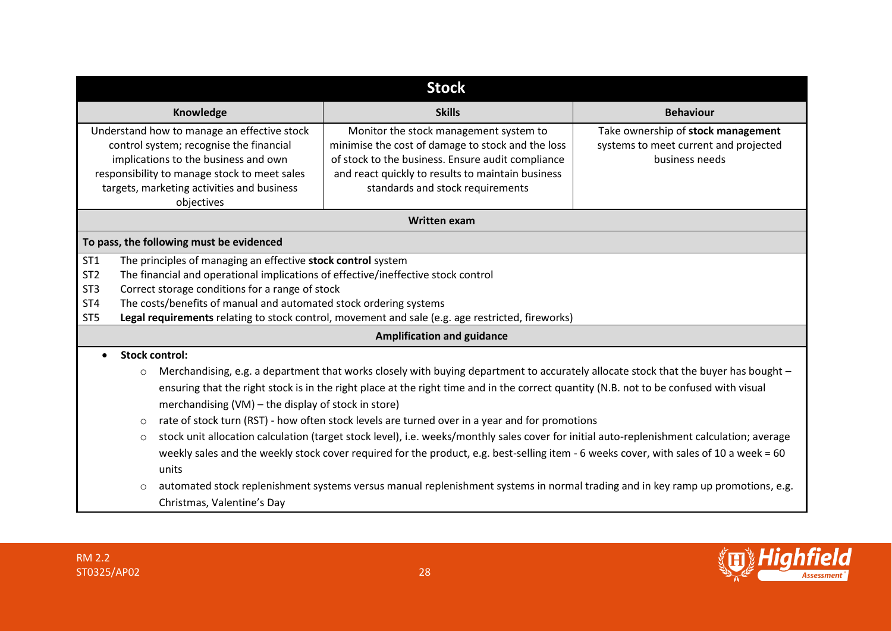## Stock

| Knowledge | Skills | Behaviour |
|---|---|---|
| Understand how to manage an effective stock control system; recognise the financial implications to the business and own responsibility to manage stock to meet sales targets, marketing activities and business objectives | Monitor the stock management system to minimise the cost of damage to stock and the loss of stock to the business. Ensure audit compliance and react quickly to results to maintain business standards and stock requirements | Take ownership of **stock management** systems to meet current and projected business needs |

### Written exam

**To pass, the following must be evidenced**

- ST1 The principles of managing an effective **stock control** system
- ST2 The financial and operational implications of effective/ineffective stock control
- ST3 Correct storage conditions for a range of stock
- ST4 The costs/benefits of manual and automated stock ordering systems
- ST5 **Legal requirements** relating to stock control, movement and sale (e.g. age restricted, fireworks)

### Amplification and guidance

- **Stock control:**
  - Merchandising, e.g. a department that works closely with buying department to accurately allocate stock that the buyer has bought – ensuring that the right stock is in the right place at the right time and in the correct quantity (N.B. not to be confused with visual merchandising (VM) – the display of stock in store)
  - rate of stock turn (RST) - how often stock levels are turned over in a year and for promotions
  - stock unit allocation calculation (target stock level), i.e. weeks/monthly sales cover for initial auto-replenishment calculation; average weekly sales and the weekly stock cover required for the product, e.g. best-selling item - 6 weeks cover, with sales of 10 a week = 60 units
  - automated stock replenishment systems versus manual replenishment systems in normal trading and in key ramp up promotions, e.g. Christmas, Valentine's Day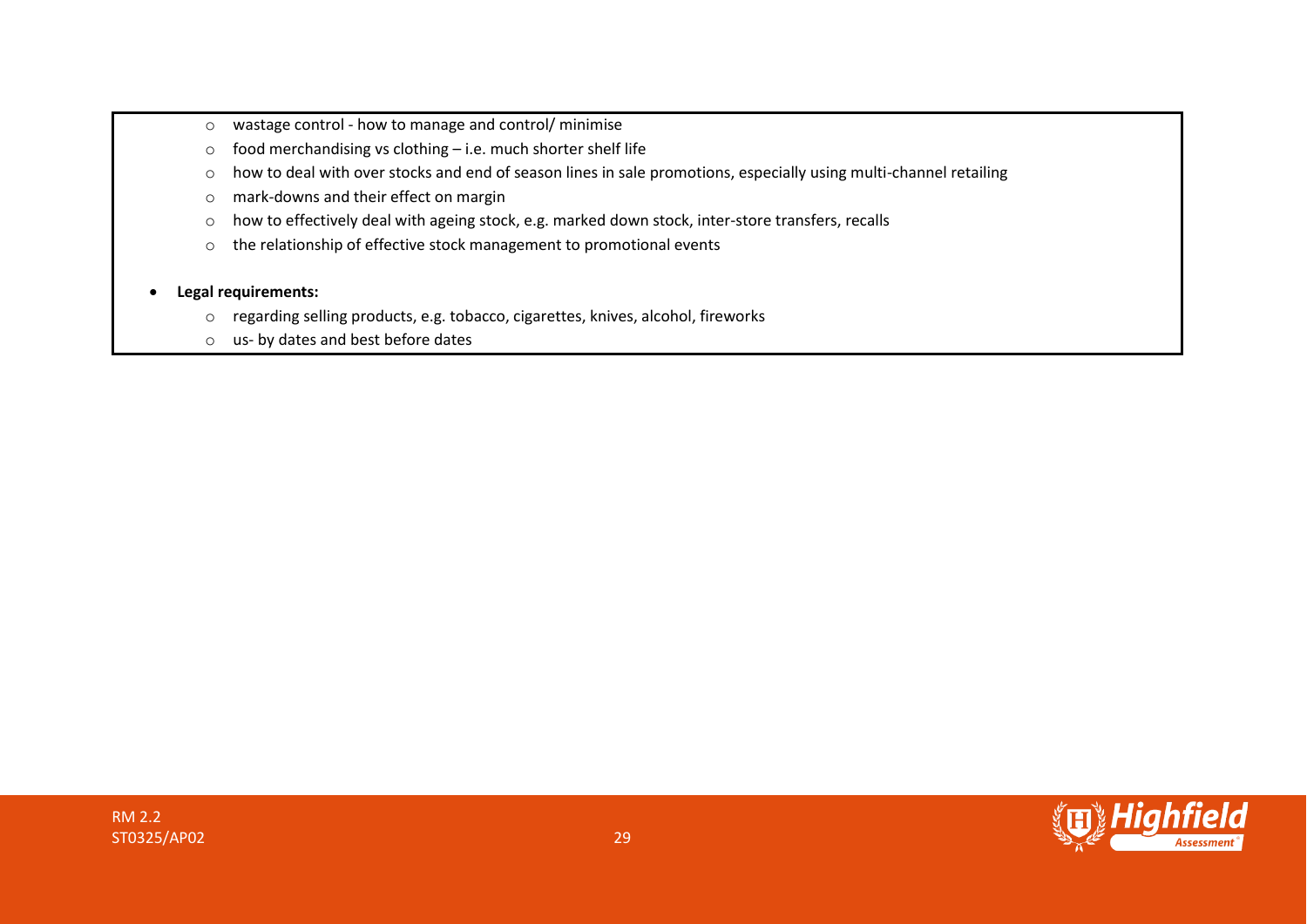- wastage control - how to manage and control/ minimise
- food merchandising vs clothing – i.e. much shorter shelf life
- how to deal with over stocks and end of season lines in sale promotions, especially using multi-channel retailing
- mark-downs and their effect on margin
- how to effectively deal with ageing stock, e.g. marked down stock, inter-store transfers, recalls
- the relationship of effective stock management to promotional events

- **Legal requirements:**
    - regarding selling products, e.g. tobacco, cigarettes, knives, alcohol, fireworks
    - us- by dates and best before dates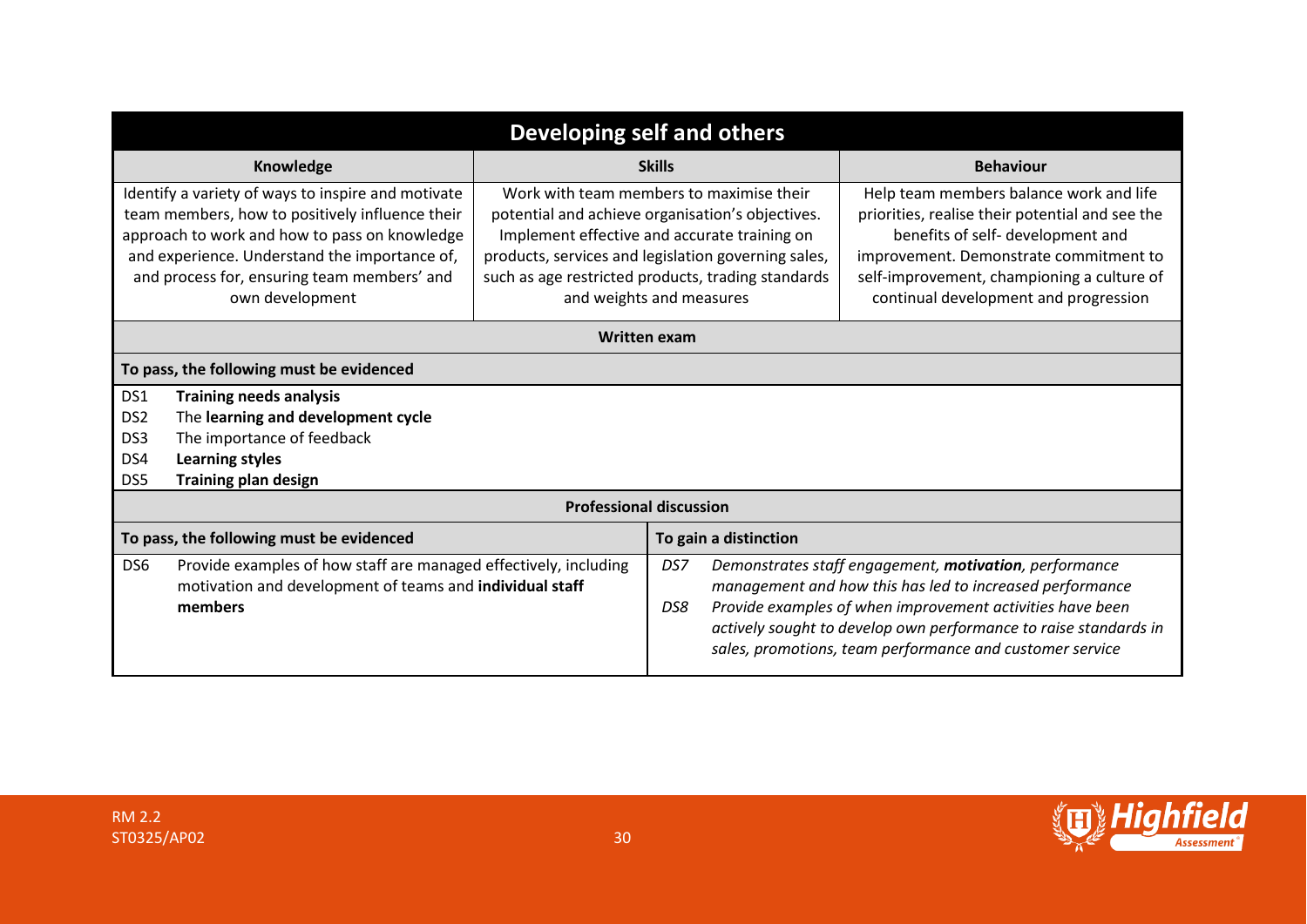## Developing self and others

| Knowledge | Skills | Behaviour |
|---|---|---|
| Identify a variety of ways to inspire and motivate team members, how to positively influence their approach to work and how to pass on knowledge and experience. Understand the importance of, and process for, ensuring team members' and own development | Work with team members to maximise their potential and achieve organisation's objectives. Implement effective and accurate training on products, services and legislation governing sales, such as age restricted products, trading standards and weights and measures | Help team members balance work and life priorities, realise their potential and see the benefits of self- development and improvement. Demonstrate commitment to self-improvement, championing a culture of continual development and progression |

**Written exam**

**To pass, the following must be evidenced**

| | |
|---|---|
| DS1 | **Training needs analysis** |
| DS2 | The **learning and development cycle** |
| DS3 | The importance of feedback |
| DS4 | **Learning styles** |
| DS5 | **Training plan design** |

**Professional discussion**

| To pass, the following must be evidenced | To gain a distinction |
|---|---|
| DS6 Provide examples of how staff are managed effectively, including motivation and development of teams and **individual staff members** | *DS7 Demonstrates staff engagement, **motivation**, performance management and how this has led to increased performance*<br>*DS8 Provide examples of when improvement activities have been actively sought to develop own performance to raise standards in sales, promotions, team performance and customer service* |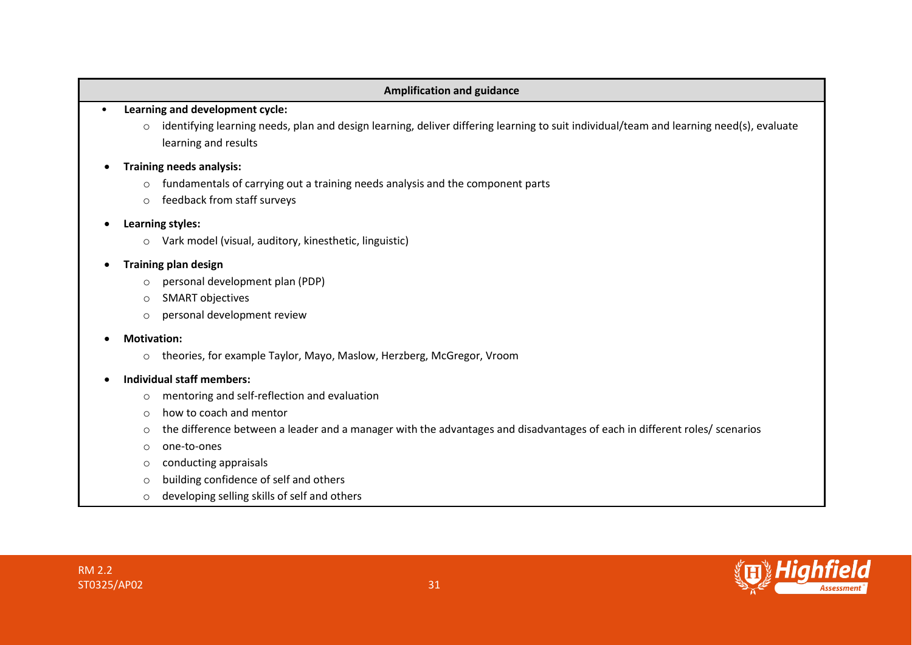| Amplification and guidance |
| --- |
| • **Learning and development cycle:**<br>  ○ identifying learning needs, plan and design learning, deliver differing learning to suit individual/team and learning need(s), evaluate learning and results<br>• **Training needs analysis:**<br>  ○ fundamentals of carrying out a training needs analysis and the component parts<br>  ○ feedback from staff surveys<br>• **Learning styles:**<br>  ○ Vark model (visual, auditory, kinesthetic, linguistic)<br>• **Training plan design**<br>  ○ personal development plan (PDP)<br>  ○ SMART objectives<br>  ○ personal development review<br>• **Motivation:**<br>  ○ theories, for example Taylor, Mayo, Maslow, Herzberg, McGregor, Vroom<br>• **Individual staff members:**<br>  ○ mentoring and self-reflection and evaluation<br>  ○ how to coach and mentor<br>  ○ the difference between a leader and a manager with the advantages and disadvantages of each in different roles/ scenarios<br>  ○ one-to-ones<br>  ○ conducting appraisals<br>  ○ building confidence of self and others<br>  ○ developing selling skills of self and others |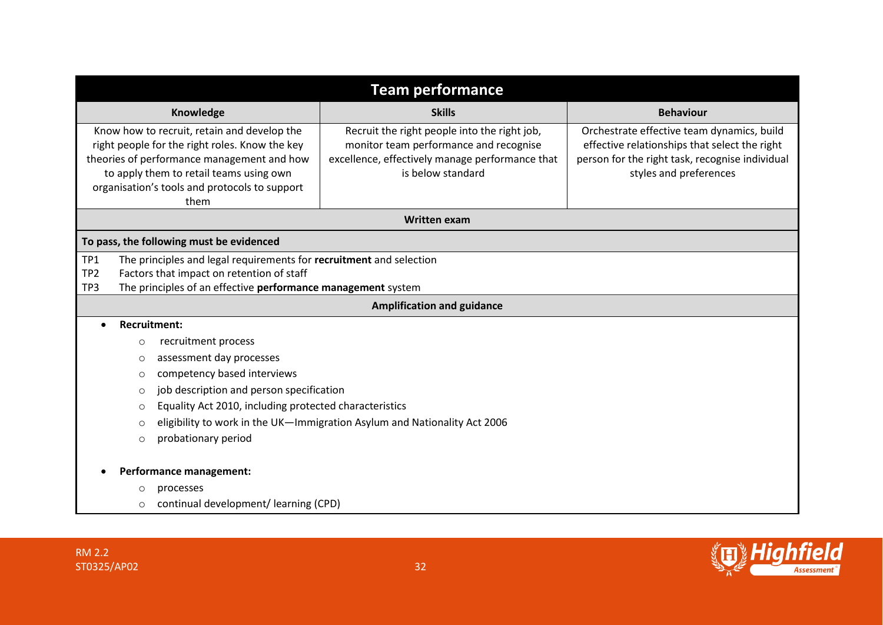## Team performance

| Knowledge | Skills | Behaviour |
|---|---|---|
| Know how to recruit, retain and develop the right people for the right roles. Know the key theories of performance management and how to apply them to retail teams using own organisation's tools and protocols to support them | Recruit the right people into the right job, monitor team performance and recognise excellence, effectively manage performance that is below standard | Orchestrate effective team dynamics, build effective relationships that select the right person for the right task, recognise individual styles and preferences |

**Written exam**

**To pass, the following must be evidenced**

- TP1 The principles and legal requirements for **recruitment** and selection
- TP2 Factors that impact on retention of staff
- TP3 The principles of an effective **performance management** system

**Amplification and guidance**

- **Recruitment:**
  - recruitment process
  - assessment day processes
  - competency based interviews
  - job description and person specification
  - Equality Act 2010, including protected characteristics
  - eligibility to work in the UK—Immigration Asylum and Nationality Act 2006
  - probationary period

- **Performance management:**
  - processes
  - continual development/ learning (CPD)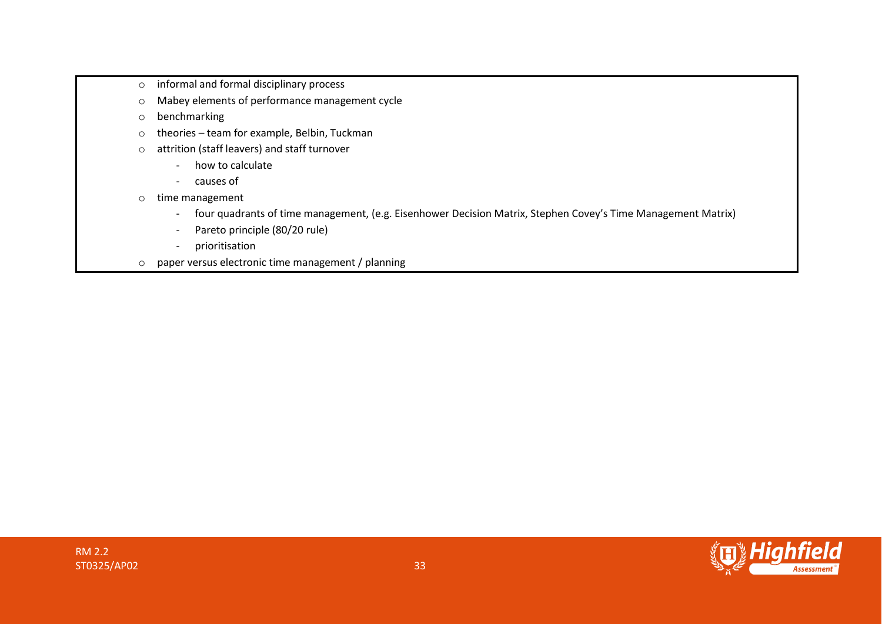- informal and formal disciplinary process
- Mabey elements of performance management cycle
- benchmarking
- theories – team for example, Belbin, Tuckman
- attrition (staff leavers) and staff turnover
    - how to calculate
    - causes of
- time management
    - four quadrants of time management, (e.g. Eisenhower Decision Matrix, Stephen Covey's Time Management Matrix)
    - Pareto principle (80/20 rule)
    - prioritisation
- paper versus electronic time management / planning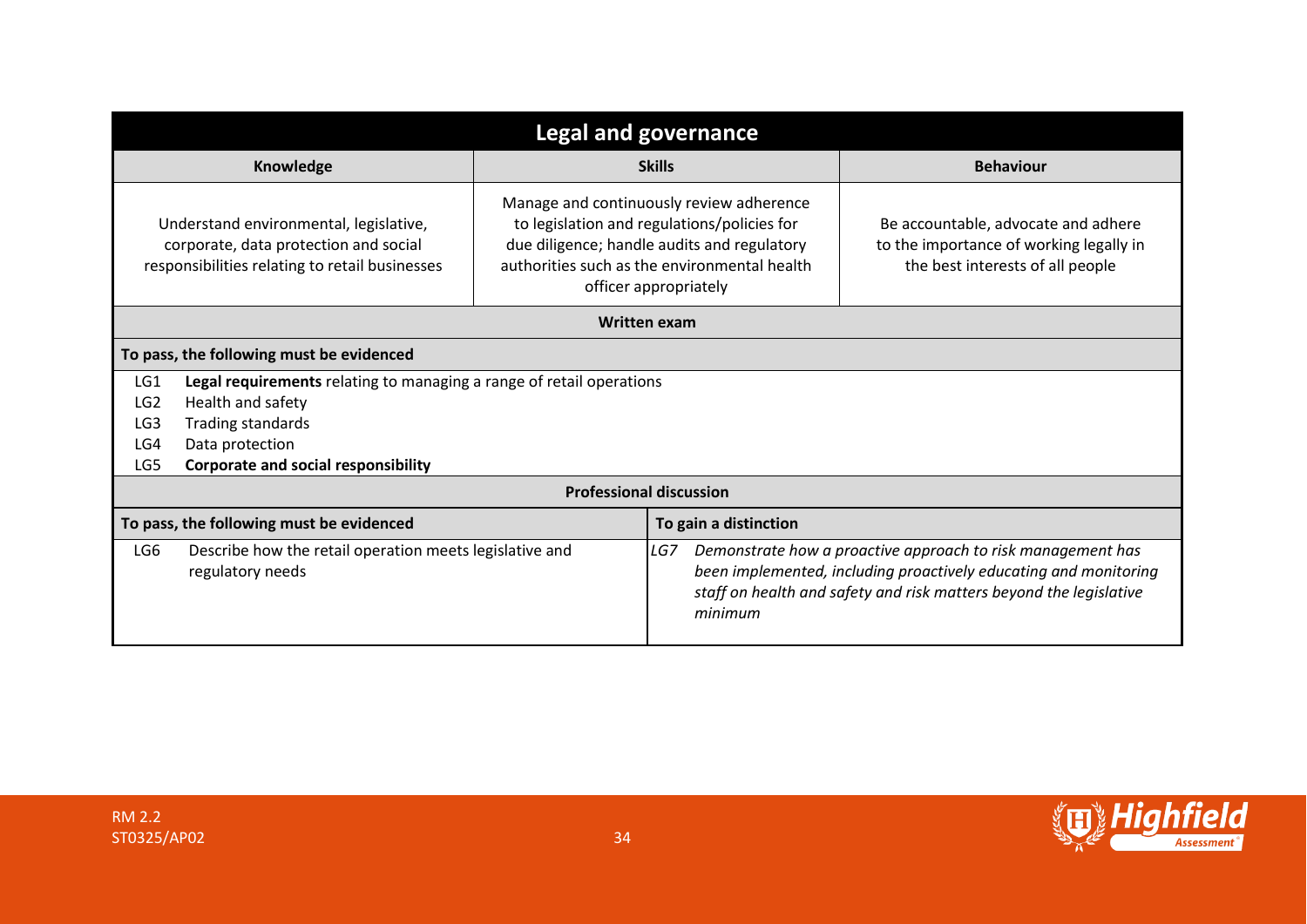## Legal and governance

| Knowledge | Skills | Behaviour |
|---|---|---|
| Understand environmental, legislative, corporate, data protection and social responsibilities relating to retail businesses | Manage and continuously review adherence to legislation and regulations/policies for due diligence; handle audits and regulatory authorities such as the environmental health officer appropriately | Be accountable, advocate and adhere to the importance of working legally in the best interests of all people |

### Written exam

**To pass, the following must be evidenced**

- LG1 **Legal requirements** relating to managing a range of retail operations
- LG2 Health and safety
- LG3 Trading standards
- LG4 Data protection
- LG5 **Corporate and social responsibility**

### Professional discussion

| To pass, the following must be evidenced | To gain a distinction |
|---|---|
| LG6 Describe how the retail operation meets legislative and regulatory needs | *LG7 Demonstrate how a proactive approach to risk management has been implemented, including proactively educating and monitoring staff on health and safety and risk matters beyond the legislative minimum* |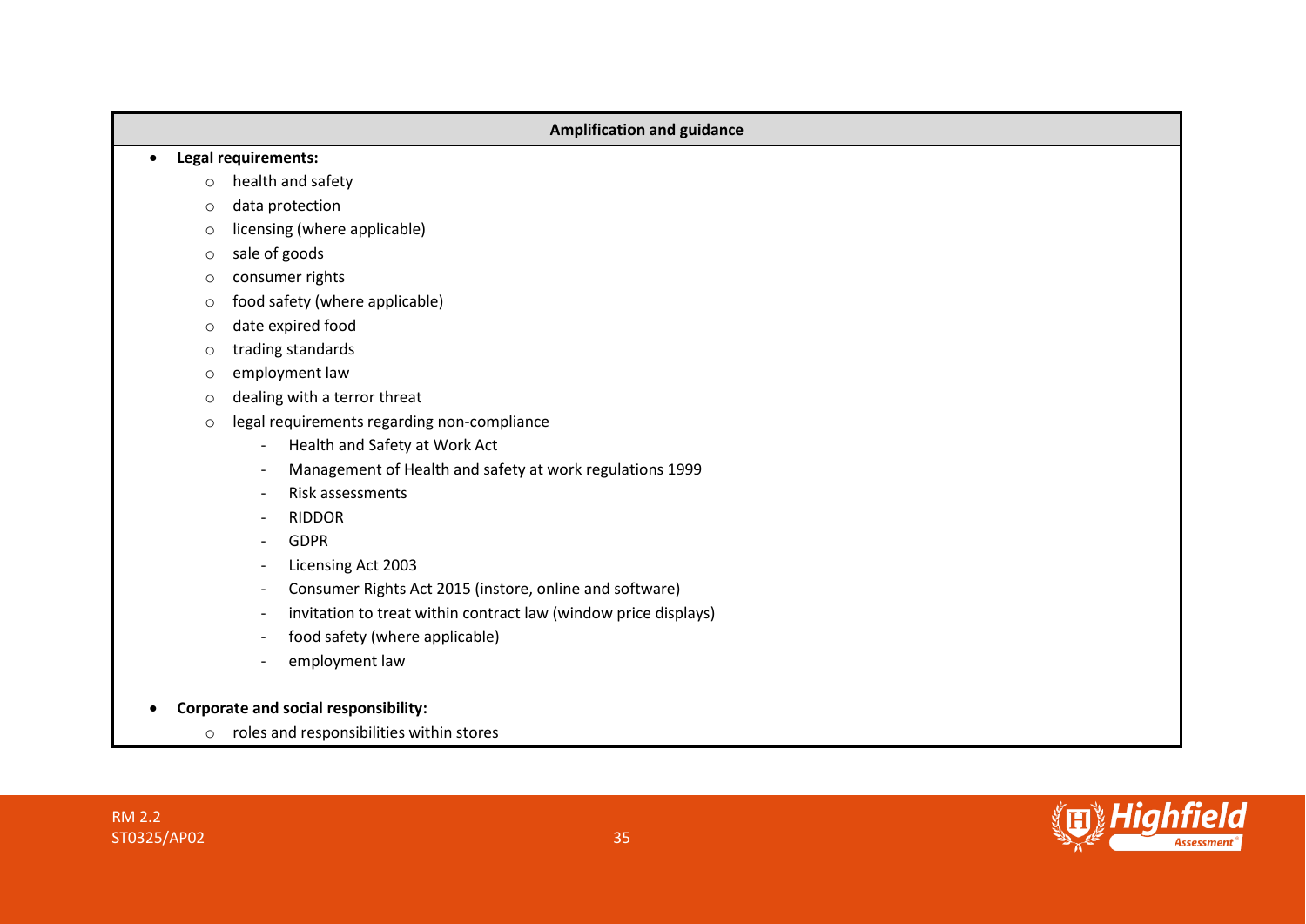| Amplification and guidance |
| --- |
| • **Legal requirements:**<br>  ○ health and safety<br>  ○ data protection<br>  ○ licensing (where applicable)<br>  ○ sale of goods<br>  ○ consumer rights<br>  ○ food safety (where applicable)<br>  ○ date expired food<br>  ○ trading standards<br>  ○ employment law<br>  ○ dealing with a terror threat<br>  ○ legal requirements regarding non-compliance<br>    - Health and Safety at Work Act<br>    - Management of Health and safety at work regulations 1999<br>    - Risk assessments<br>    - RIDDOR<br>    - GDPR<br>    - Licensing Act 2003<br>    - Consumer Rights Act 2015 (instore, online and software)<br>    - invitation to treat within contract law (window price displays)<br>    - food safety (where applicable)<br>    - employment law<br><br>• **Corporate and social responsibility:**<br>  ○ roles and responsibilities within stores |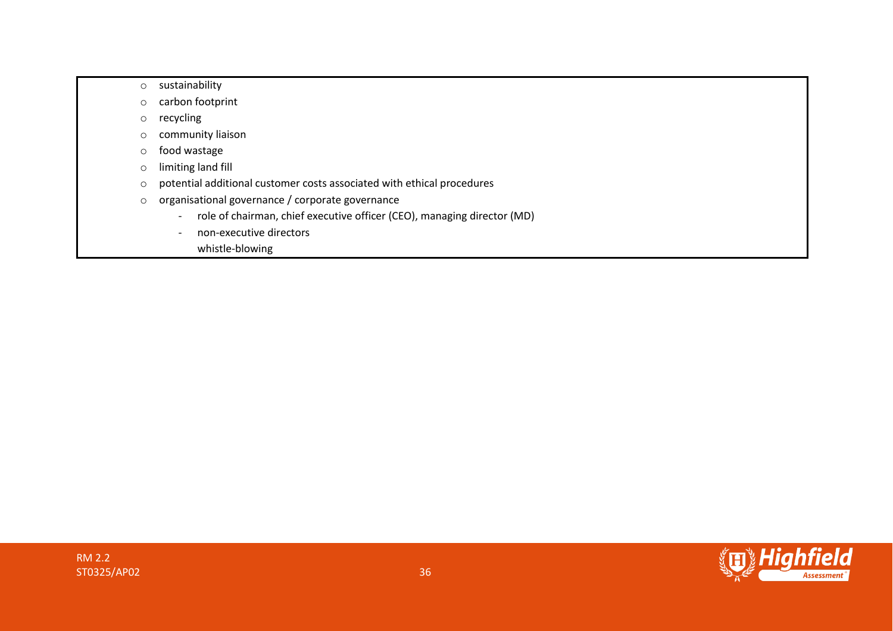- sustainability
- carbon footprint
- recycling
- community liaison
- food wastage
- limiting land fill
- potential additional customer costs associated with ethical procedures
- organisational governance / corporate governance
    - role of chairman, chief executive officer (CEO), managing director (MD)
    - non-executive directors

      whistle-blowing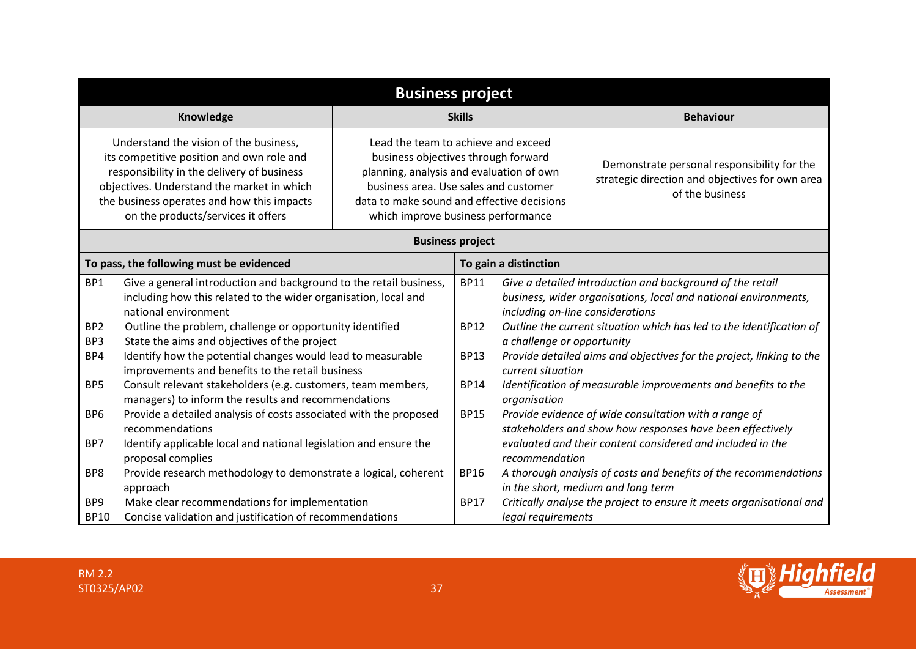## Business project

| Knowledge | Skills | Behaviour |
|---|---|---|
| Understand the vision of the business, its competitive position and own role and responsibility in the delivery of business objectives. Understand the market in which the business operates and how this impacts on the products/services it offers | Lead the team to achieve and exceed business objectives through forward planning, analysis and evaluation of own business area. Use sales and customer data to make sound and effective decisions which improve business performance | Demonstrate personal responsibility for the strategic direction and objectives for own area of the business |

### Business project

| To pass, the following must be evidenced | | To gain a distinction | |
|---|---|---|---|
| BP1 | Give a general introduction and background to the retail business, including how this related to the wider organisation, local and national environment | BP11 | *Give a detailed introduction and background of the retail business, wider organisations, local and national environments, including on-line considerations* |
| BP2 | Outline the problem, challenge or opportunity identified | BP12 | *Outline the current situation which has led to the identification of a challenge or opportunity* |
| BP3 | State the aims and objectives of the project | BP13 | *Provide detailed aims and objectives for the project, linking to the current situation* |
| BP4 | Identify how the potential changes would lead to measurable improvements and benefits to the retail business | BP14 | *Identification of measurable improvements and benefits to the organisation* |
| BP5 | Consult relevant stakeholders (e.g. customers, team members, managers) to inform the results and recommendations | BP15 | *Provide evidence of wide consultation with a range of stakeholders and show how responses have been effectively evaluated and their content considered and included in the recommendation* |
| BP6 | Provide a detailed analysis of costs associated with the proposed recommendations | BP16 | *A thorough analysis of costs and benefits of the recommendations in the short, medium and long term* |
| BP7 | Identify applicable local and national legislation and ensure the proposal complies | BP17 | *Critically analyse the project to ensure it meets organisational and legal requirements* |
| BP8 | Provide research methodology to demonstrate a logical, coherent approach | | |
| BP9 | Make clear recommendations for implementation | | |
| BP10 | Concise validation and justification of recommendations | | |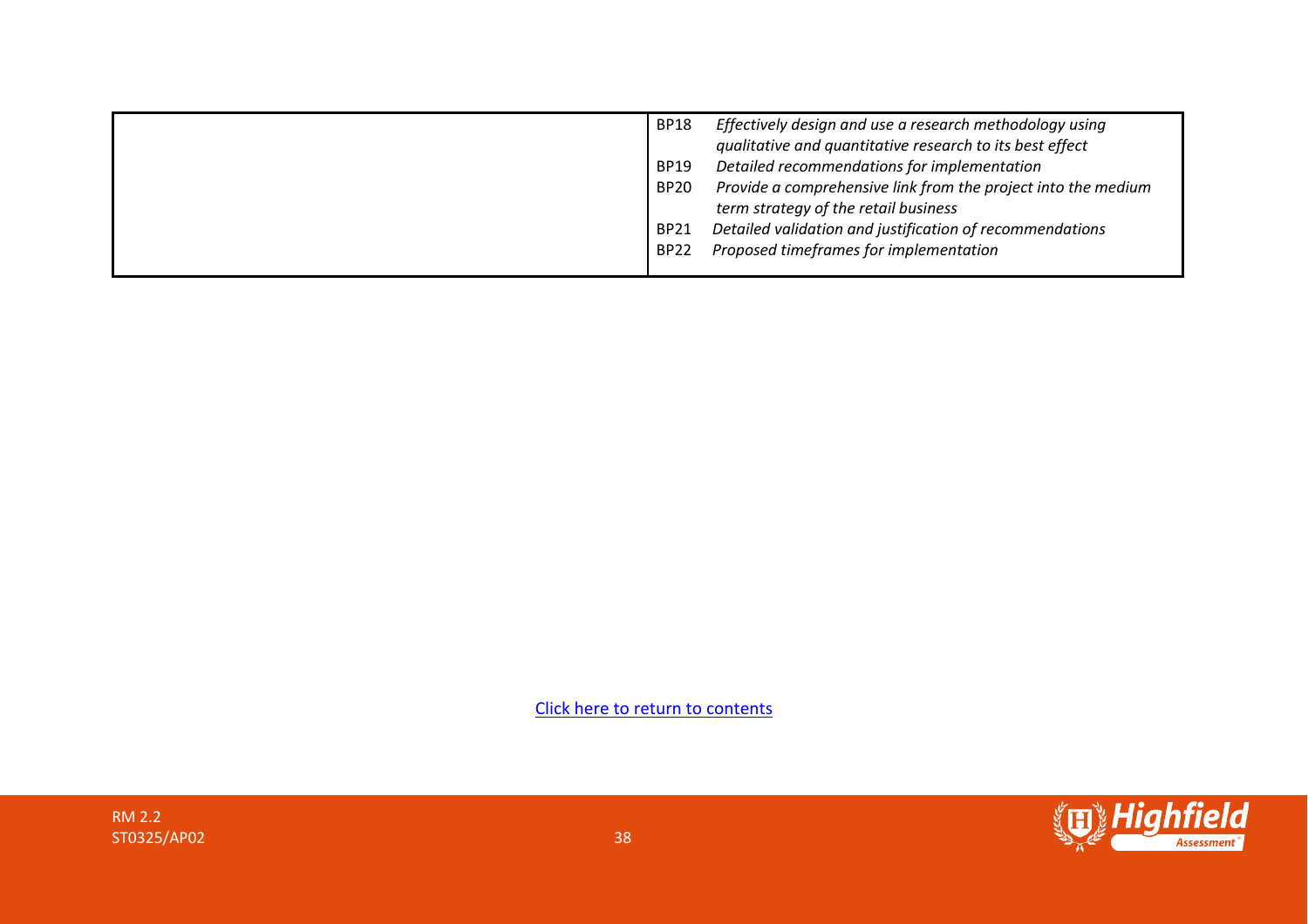| | |
|---|---|
| | BP18 *Effectively design and use a research methodology using qualitative and quantitative research to its best effect*<br>BP19 *Detailed recommendations for implementation*<br>BP20 *Provide a comprehensive link from the project into the medium term strategy of the retail business*<br>BP21 *Detailed validation and justification of recommendations*<br>BP22 *Proposed timeframes for implementation* |

Click here to return to contents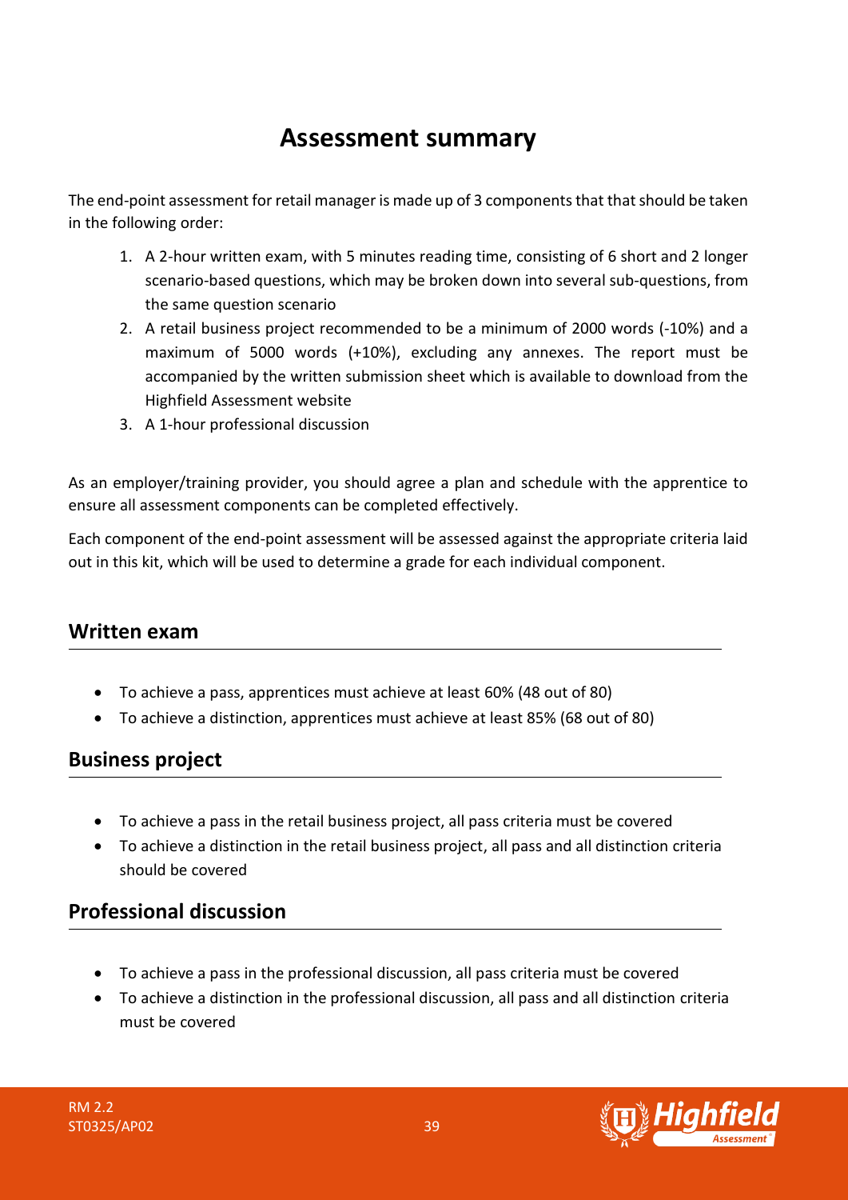# Assessment summary

The end-point assessment for retail manager is made up of 3 components that that should be taken in the following order:

1. A 2-hour written exam, with 5 minutes reading time, consisting of 6 short and 2 longer scenario-based questions, which may be broken down into several sub-questions, from the same question scenario
2. A retail business project recommended to be a minimum of 2000 words (-10%) and a maximum of 5000 words (+10%), excluding any annexes. The report must be accompanied by the written submission sheet which is available to download from the Highfield Assessment website
3. A 1-hour professional discussion

As an employer/training provider, you should agree a plan and schedule with the apprentice to ensure all assessment components can be completed effectively.

Each component of the end-point assessment will be assessed against the appropriate criteria laid out in this kit, which will be used to determine a grade for each individual component.

## Written exam

- To achieve a pass, apprentices must achieve at least 60% (48 out of 80)
- To achieve a distinction, apprentices must achieve at least 85% (68 out of 80)

## Business project

- To achieve a pass in the retail business project, all pass criteria must be covered
- To achieve a distinction in the retail business project, all pass and all distinction criteria should be covered

## Professional discussion

- To achieve a pass in the professional discussion, all pass criteria must be covered
- To achieve a distinction in the professional discussion, all pass and all distinction criteria must be covered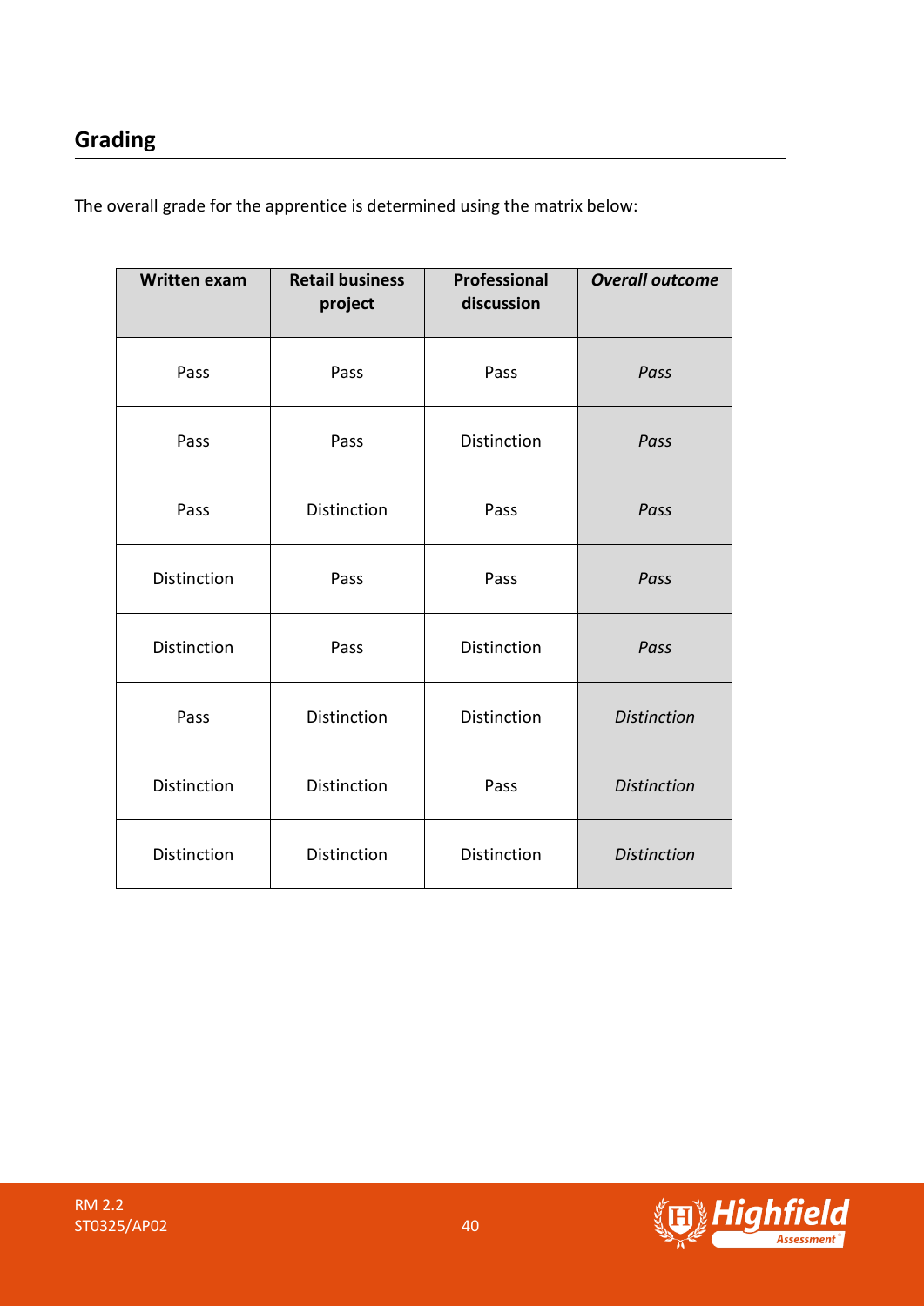## Grading

The overall grade for the apprentice is determined using the matrix below:

| Written exam | Retail business project | Professional discussion | *Overall outcome* |
|---|---|---|---|
| Pass | Pass | Pass | *Pass* |
| Pass | Pass | Distinction | *Pass* |
| Pass | Distinction | Pass | *Pass* |
| Distinction | Pass | Pass | *Pass* |
| Distinction | Pass | Distinction | *Pass* |
| Pass | Distinction | Distinction | *Distinction* |
| Distinction | Distinction | Pass | *Distinction* |
| Distinction | Distinction | Distinction | *Distinction* |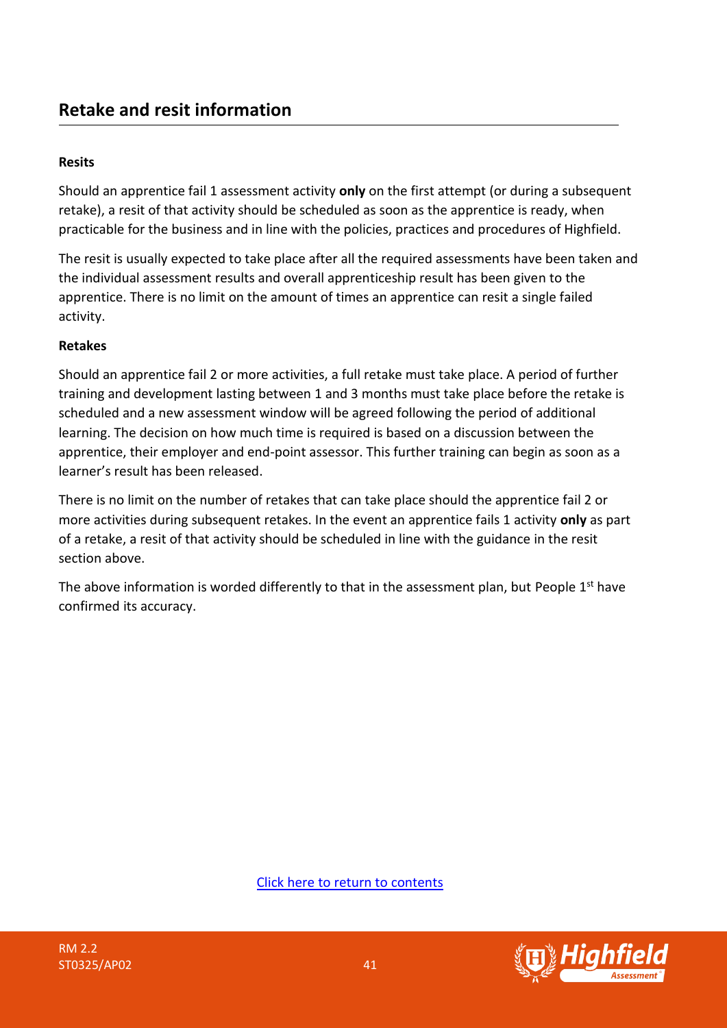## Retake and resit information

**Resits**

Should an apprentice fail 1 assessment activity **only** on the first attempt (or during a subsequent retake), a resit of that activity should be scheduled as soon as the apprentice is ready, when practicable for the business and in line with the policies, practices and procedures of Highfield.

The resit is usually expected to take place after all the required assessments have been taken and the individual assessment results and overall apprenticeship result has been given to the apprentice. There is no limit on the amount of times an apprentice can resit a single failed activity.

**Retakes**

Should an apprentice fail 2 or more activities, a full retake must take place. A period of further training and development lasting between 1 and 3 months must take place before the retake is scheduled and a new assessment window will be agreed following the period of additional learning. The decision on how much time is required is based on a discussion between the apprentice, their employer and end-point assessor. This further training can begin as soon as a learner's result has been released.

There is no limit on the number of retakes that can take place should the apprentice fail 2 or more activities during subsequent retakes. In the event an apprentice fails 1 activity **only** as part of a retake, a resit of that activity should be scheduled in line with the guidance in the resit section above.

The above information is worded differently to that in the assessment plan, but People 1st have confirmed its accuracy.

[Click here to return to contents]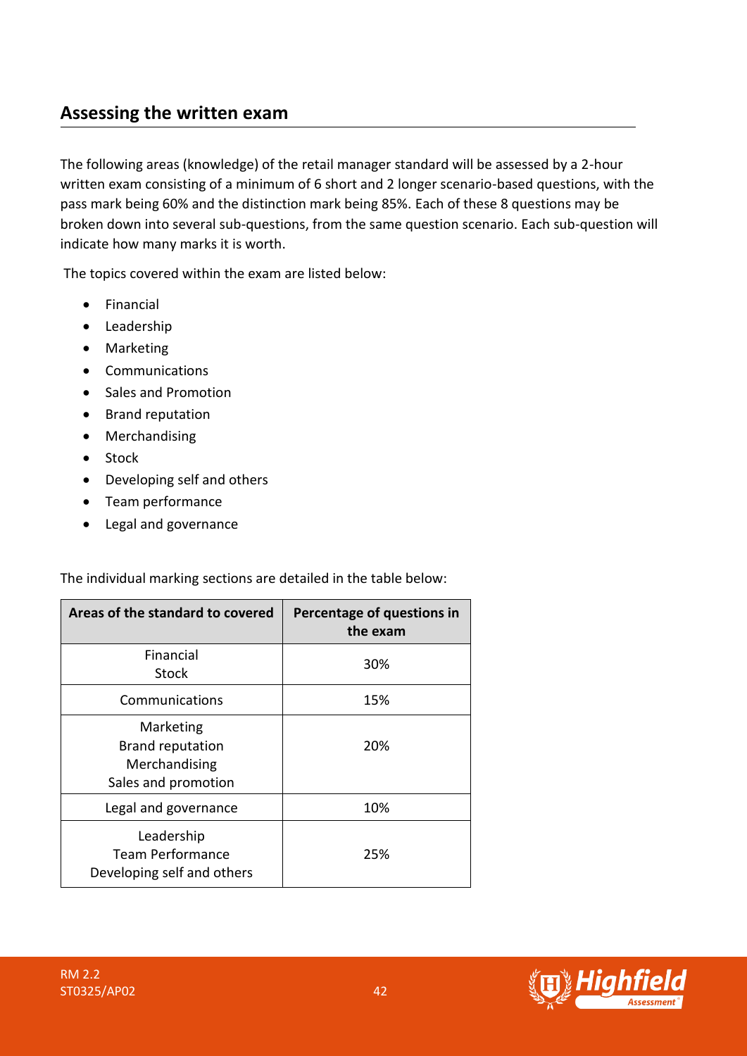## Assessing the written exam

The following areas (knowledge) of the retail manager standard will be assessed by a 2-hour written exam consisting of a minimum of 6 short and 2 longer scenario-based questions, with the pass mark being 60% and the distinction mark being 85%. Each of these 8 questions may be broken down into several sub-questions, from the same question scenario. Each sub-question will indicate how many marks it is worth.

The topics covered within the exam are listed below:

- Financial
- Leadership
- Marketing
- Communications
- Sales and Promotion
- Brand reputation
- Merchandising
- Stock
- Developing self and others
- Team performance
- Legal and governance

The individual marking sections are detailed in the table below:

| Areas of the standard to covered | Percentage of questions in the exam |
| --- | --- |
| Financial<br>Stock | 30% |
| Communications | 15% |
| Marketing<br>Brand reputation<br>Merchandising<br>Sales and promotion | 20% |
| Legal and governance | 10% |
| Leadership<br>Team Performance<br>Developing self and others | 25% |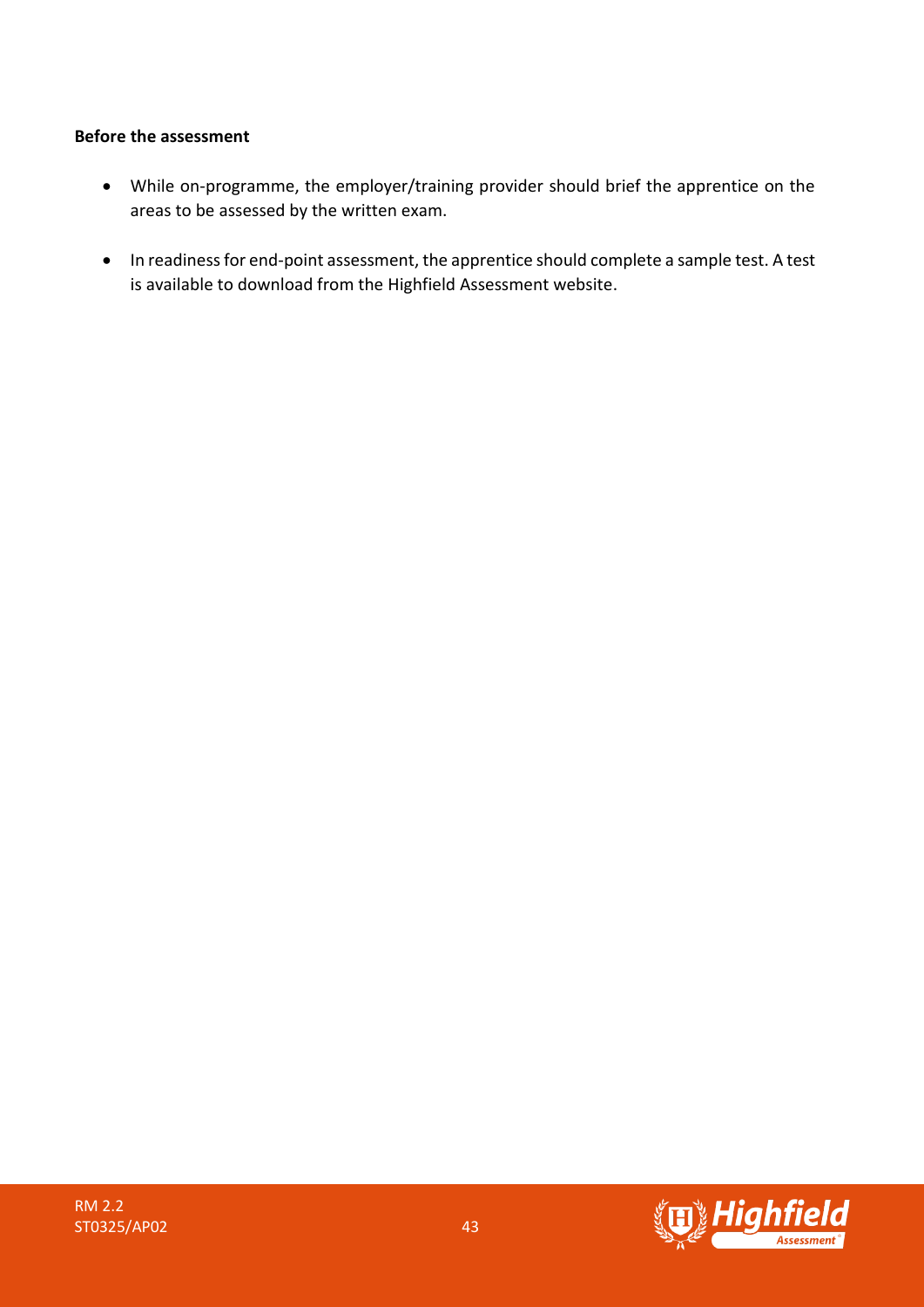**Before the assessment**

- While on-programme, the employer/training provider should brief the apprentice on the areas to be assessed by the written exam.
- In readiness for end-point assessment, the apprentice should complete a sample test. A test is available to download from the Highfield Assessment website.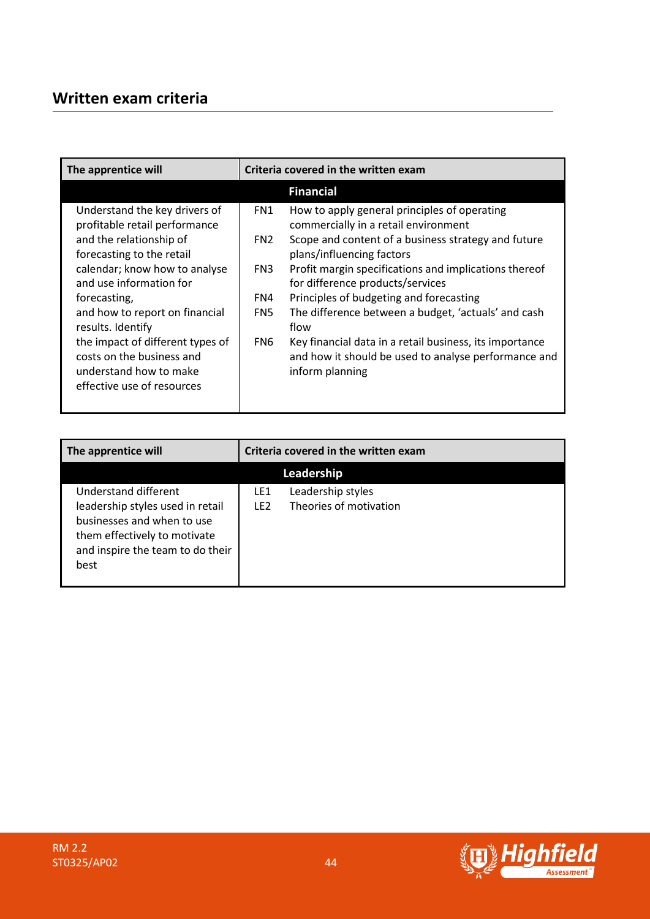## Written exam criteria

| The apprentice will | Criteria covered in the written exam | |
|---|---|---|
| **Financial** | | |
| Understand the key drivers of profitable retail performance and the relationship of forecasting to the retail calendar; know how to analyse and use information for forecasting, and how to report on financial results. Identify the impact of different types of costs on the business and understand how to make effective use of resources | FN1 | How to apply general principles of operating commercially in a retail environment |
| | FN2 | Scope and content of a business strategy and future plans/influencing factors |
| | FN3 | Profit margin specifications and implications thereof for difference products/services |
| | FN4 | Principles of budgeting and forecasting |
| | FN5 | The difference between a budget, 'actuals' and cash flow |
| | FN6 | Key financial data in a retail business, its importance and how it should be used to analyse performance and inform planning |

| The apprentice will | Criteria covered in the written exam | |
|---|---|---|
| **Leadership** | | |
| Understand different leadership styles used in retail businesses and when to use them effectively to motivate and inspire the team to do their best | LE1 | Leadership styles |
| | LE2 | Theories of motivation |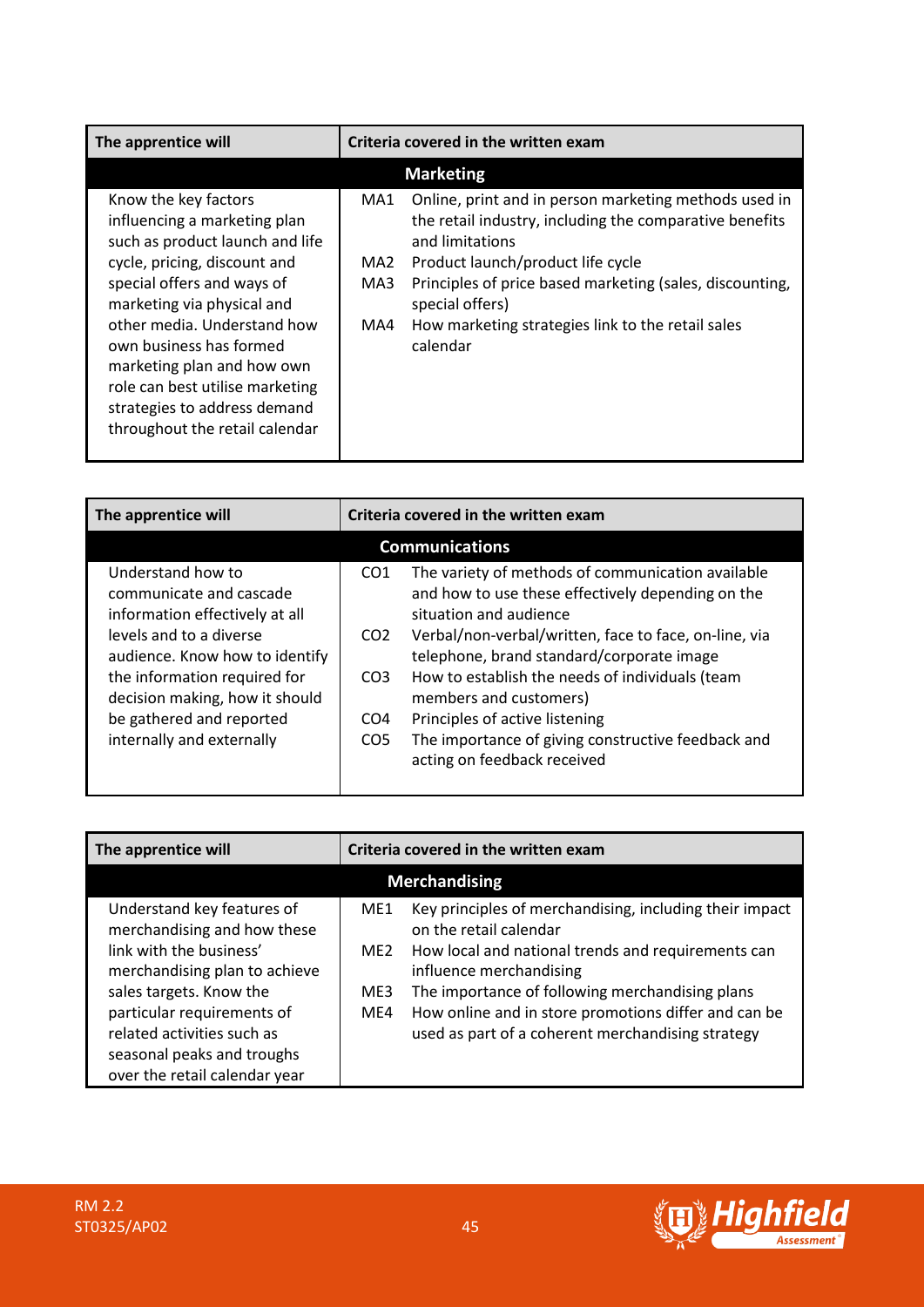| The apprentice will | Criteria covered in the written exam |
|---|---|
| **Marketing** | |
| Know the key factors influencing a marketing plan such as product launch and life cycle, pricing, discount and special offers and ways of marketing via physical and other media. Understand how own business has formed marketing plan and how own role can best utilise marketing strategies to address demand throughout the retail calendar | MA1 Online, print and in person marketing methods used in the retail industry, including the comparative benefits and limitations<br>MA2 Product launch/product life cycle<br>MA3 Principles of price based marketing (sales, discounting, special offers)<br>MA4 How marketing strategies link to the retail sales calendar |

| The apprentice will | Criteria covered in the written exam |
|---|---|
| **Communications** | |
| Understand how to communicate and cascade information effectively at all levels and to a diverse audience. Know how to identify the information required for decision making, how it should be gathered and reported internally and externally | CO1 The variety of methods of communication available and how to use these effectively depending on the situation and audience<br>CO2 Verbal/non-verbal/written, face to face, on-line, via telephone, brand standard/corporate image<br>CO3 How to establish the needs of individuals (team members and customers)<br>CO4 Principles of active listening<br>CO5 The importance of giving constructive feedback and acting on feedback received |

| The apprentice will | Criteria covered in the written exam |
|---|---|
| **Merchandising** | |
| Understand key features of merchandising and how these link with the business' merchandising plan to achieve sales targets. Know the particular requirements of related activities such as seasonal peaks and troughs over the retail calendar year | ME1 Key principles of merchandising, including their impact on the retail calendar<br>ME2 How local and national trends and requirements can influence merchandising<br>ME3 The importance of following merchandising plans<br>ME4 How online and in store promotions differ and can be used as part of a coherent merchandising strategy |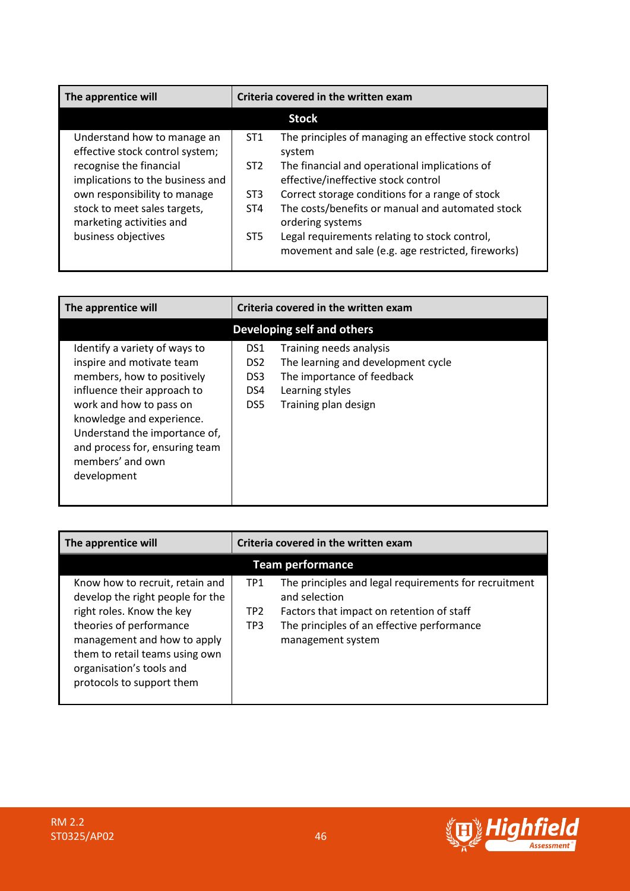| The apprentice will | Criteria covered in the written exam | |
|---|---|---|
| **Stock** | | |
| Understand how to manage an effective stock control system; recognise the financial implications to the business and own responsibility to manage stock to meet sales targets, marketing activities and business objectives | ST1 | The principles of managing an effective stock control system |
| | ST2 | The financial and operational implications of effective/ineffective stock control |
| | ST3 | Correct storage conditions for a range of stock |
| | ST4 | The costs/benefits or manual and automated stock ordering systems |
| | ST5 | Legal requirements relating to stock control, movement and sale (e.g. age restricted, fireworks) |

| The apprentice will | Criteria covered in the written exam | |
|---|---|---|
| **Developing self and others** | | |
| Identify a variety of ways to inspire and motivate team members, how to positively influence their approach to work and how to pass on knowledge and experience. Understand the importance of, and process for, ensuring team members' and own development | DS1 | Training needs analysis |
| | DS2 | The learning and development cycle |
| | DS3 | The importance of feedback |
| | DS4 | Learning styles |
| | DS5 | Training plan design |

| The apprentice will | Criteria covered in the written exam | |
|---|---|---|
| **Team performance** | | |
| Know how to recruit, retain and develop the right people for the right roles. Know the key theories of performance management and how to apply them to retail teams using own organisation's tools and protocols to support them | TP1 | The principles and legal requirements for recruitment and selection |
| | TP2 | Factors that impact on retention of staff |
| | TP3 | The principles of an effective performance management system |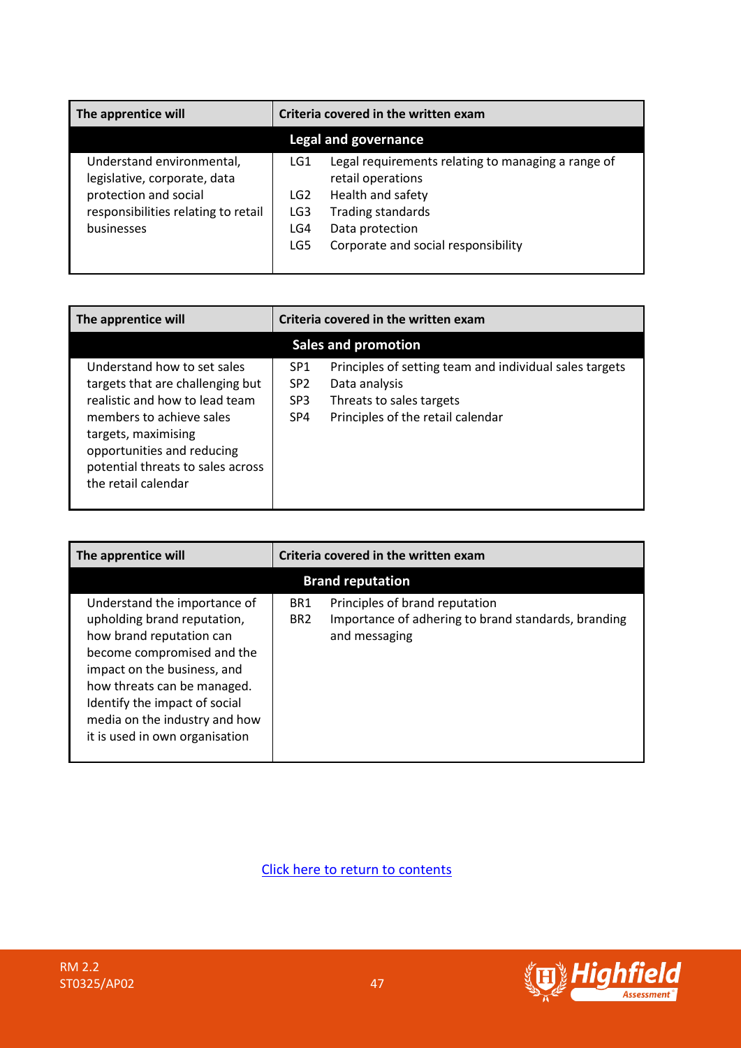| The apprentice will | Criteria covered in the written exam | |
|---|---|---|
| **Legal and governance** | | |
| Understand environmental, legislative, corporate, data protection and social responsibilities relating to retail businesses | LG1 | Legal requirements relating to managing a range of retail operations |
| | LG2 | Health and safety |
| | LG3 | Trading standards |
| | LG4 | Data protection |
| | LG5 | Corporate and social responsibility |

| The apprentice will | Criteria covered in the written exam | |
|---|---|---|
| **Sales and promotion** | | |
| Understand how to set sales targets that are challenging but realistic and how to lead team members to achieve sales targets, maximising opportunities and reducing potential threats to sales across the retail calendar | SP1 | Principles of setting team and individual sales targets |
| | SP2 | Data analysis |
| | SP3 | Threats to sales targets |
| | SP4 | Principles of the retail calendar |

| The apprentice will | Criteria covered in the written exam | |
|---|---|---|
| **Brand reputation** | | |
| Understand the importance of upholding brand reputation, how brand reputation can become compromised and the impact on the business, and how threats can be managed. Identify the impact of social media on the industry and how it is used in own organisation | BR1 | Principles of brand reputation |
| | BR2 | Importance of adhering to brand standards, branding and messaging |

Click here to return to contents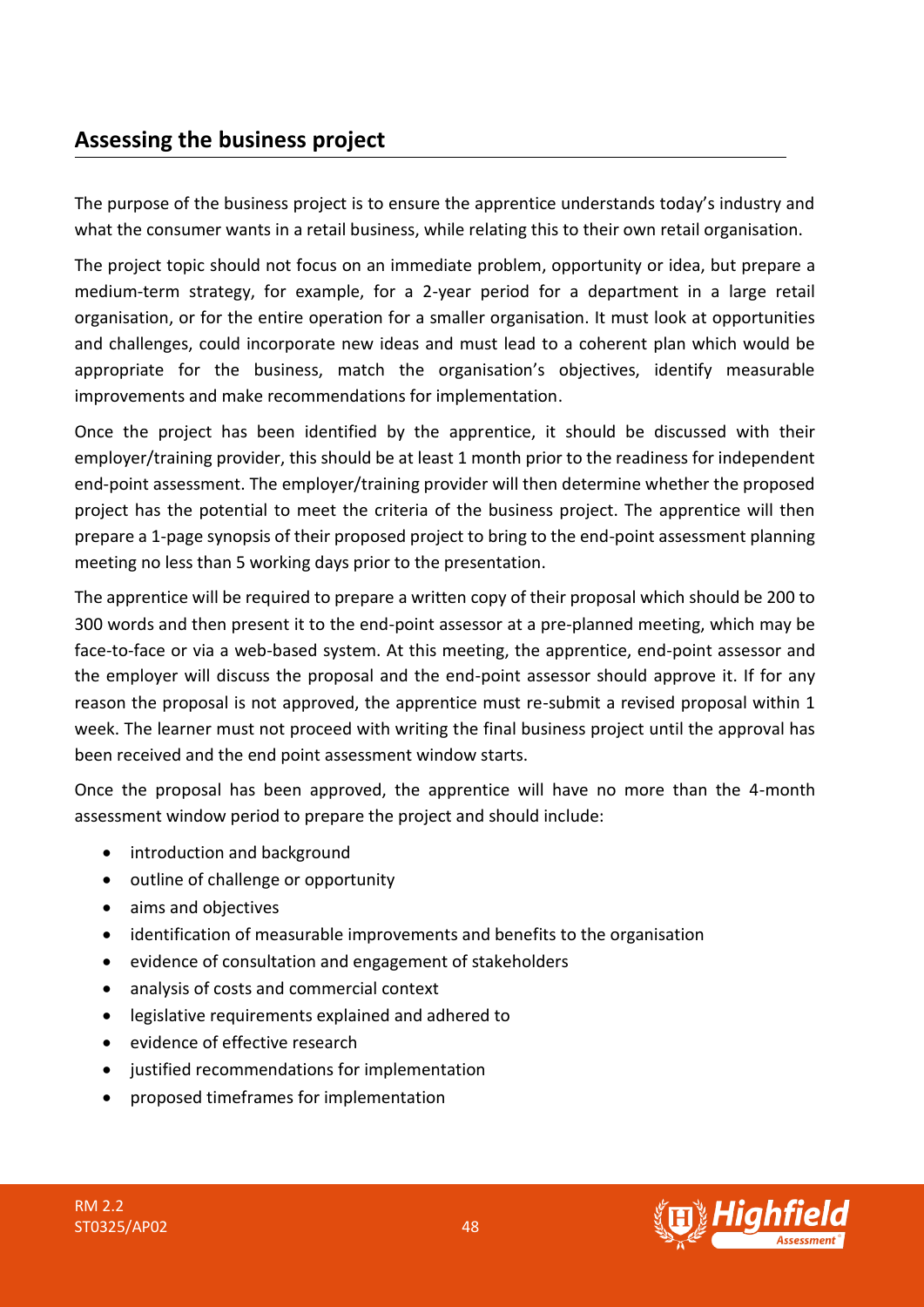## Assessing the business project

The purpose of the business project is to ensure the apprentice understands today's industry and what the consumer wants in a retail business, while relating this to their own retail organisation.

The project topic should not focus on an immediate problem, opportunity or idea, but prepare a medium-term strategy, for example, for a 2-year period for a department in a large retail organisation, or for the entire operation for a smaller organisation. It must look at opportunities and challenges, could incorporate new ideas and must lead to a coherent plan which would be appropriate for the business, match the organisation's objectives, identify measurable improvements and make recommendations for implementation.

Once the project has been identified by the apprentice, it should be discussed with their employer/training provider, this should be at least 1 month prior to the readiness for independent end-point assessment. The employer/training provider will then determine whether the proposed project has the potential to meet the criteria of the business project. The apprentice will then prepare a 1-page synopsis of their proposed project to bring to the end-point assessment planning meeting no less than 5 working days prior to the presentation.

The apprentice will be required to prepare a written copy of their proposal which should be 200 to 300 words and then present it to the end-point assessor at a pre-planned meeting, which may be face-to-face or via a web-based system. At this meeting, the apprentice, end-point assessor and the employer will discuss the proposal and the end-point assessor should approve it. If for any reason the proposal is not approved, the apprentice must re-submit a revised proposal within 1 week. The learner must not proceed with writing the final business project until the approval has been received and the end point assessment window starts.

Once the proposal has been approved, the apprentice will have no more than the 4-month assessment window period to prepare the project and should include:

- introduction and background
- outline of challenge or opportunity
- aims and objectives
- identification of measurable improvements and benefits to the organisation
- evidence of consultation and engagement of stakeholders
- analysis of costs and commercial context
- legislative requirements explained and adhered to
- evidence of effective research
- justified recommendations for implementation
- proposed timeframes for implementation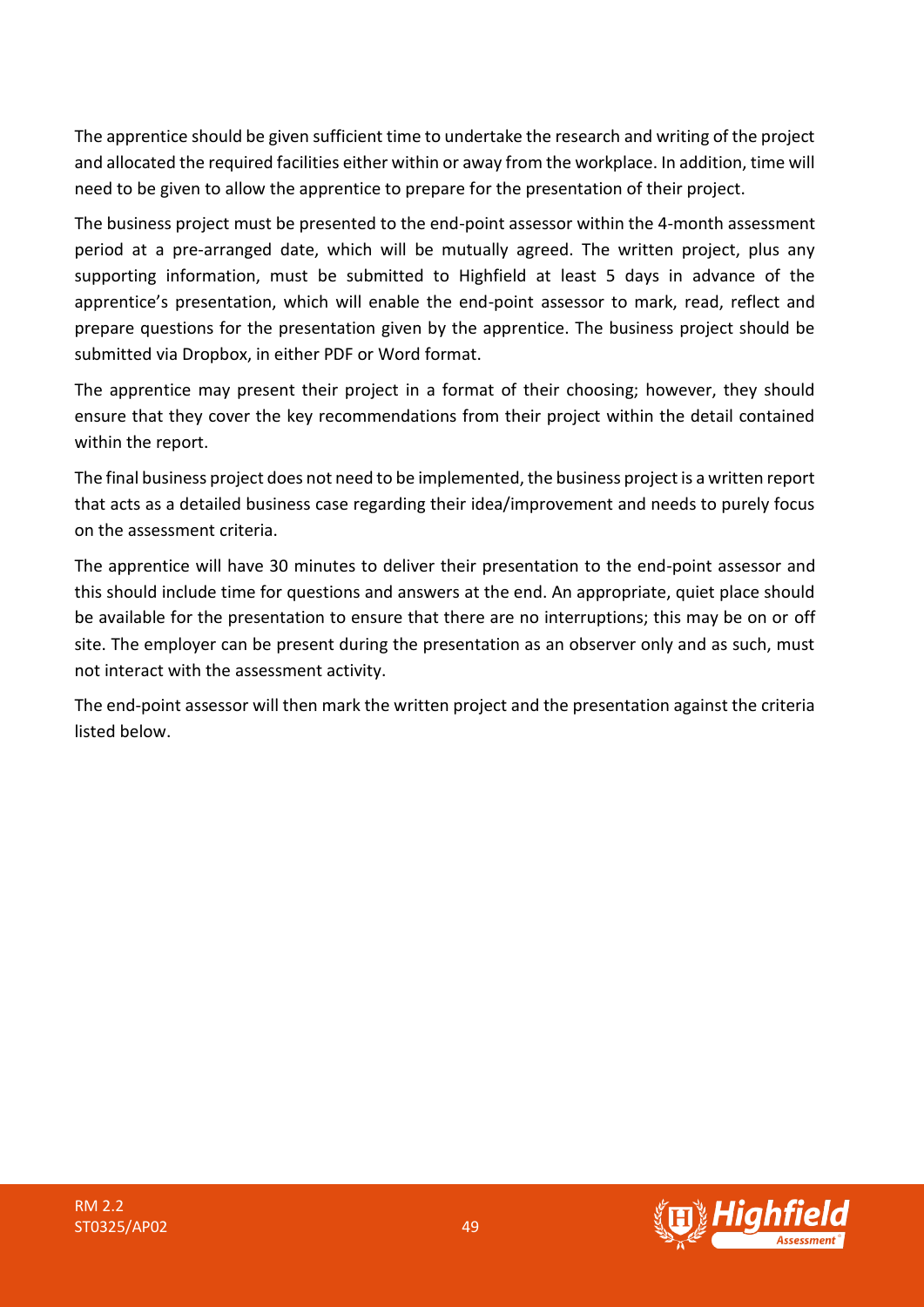The apprentice should be given sufficient time to undertake the research and writing of the project and allocated the required facilities either within or away from the workplace. In addition, time will need to be given to allow the apprentice to prepare for the presentation of their project.

The business project must be presented to the end-point assessor within the 4-month assessment period at a pre-arranged date, which will be mutually agreed. The written project, plus any supporting information, must be submitted to Highfield at least 5 days in advance of the apprentice's presentation, which will enable the end-point assessor to mark, read, reflect and prepare questions for the presentation given by the apprentice. The business project should be submitted via Dropbox, in either PDF or Word format.

The apprentice may present their project in a format of their choosing; however, they should ensure that they cover the key recommendations from their project within the detail contained within the report.

The final business project does not need to be implemented, the business project is a written report that acts as a detailed business case regarding their idea/improvement and needs to purely focus on the assessment criteria.

The apprentice will have 30 minutes to deliver their presentation to the end-point assessor and this should include time for questions and answers at the end. An appropriate, quiet place should be available for the presentation to ensure that there are no interruptions; this may be on or off site. The employer can be present during the presentation as an observer only and as such, must not interact with the assessment activity.

The end-point assessor will then mark the written project and the presentation against the criteria listed below.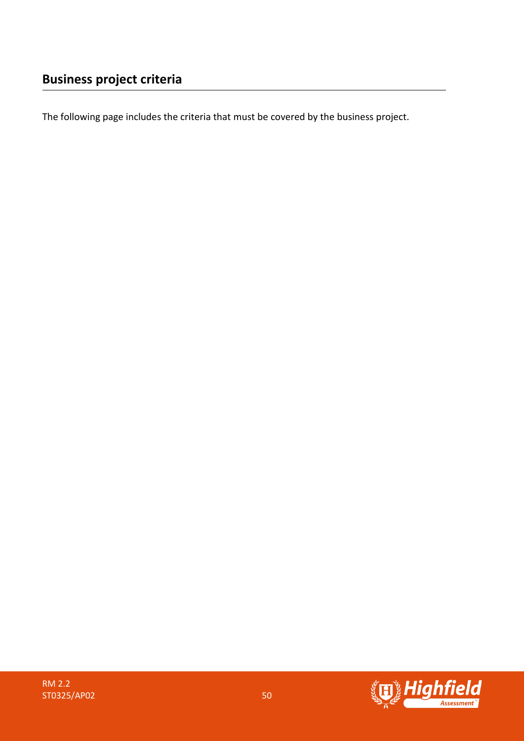## Business project criteria

The following page includes the criteria that must be covered by the business project.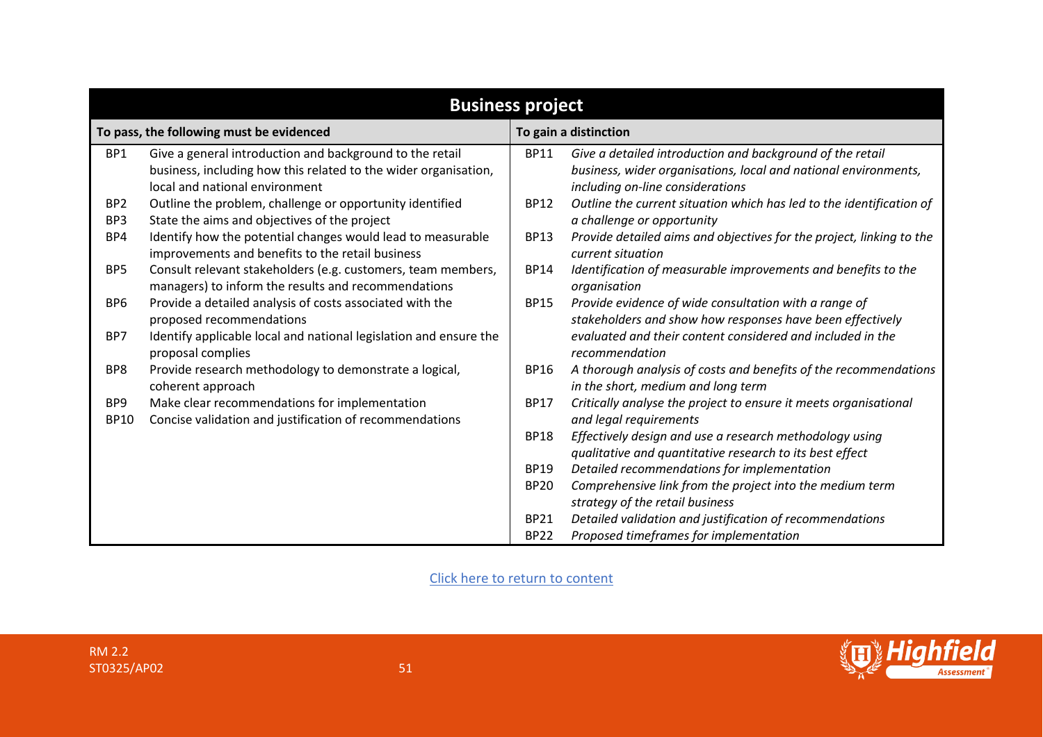| Business project | | | |
|---|---|---|---|
| **To pass, the following must be evidenced** | | **To gain a distinction** | |
| BP1 | Give a general introduction and background to the retail business, including how this related to the wider organisation, local and national environment | BP11 | *Give a detailed introduction and background of the retail business, wider organisations, local and national environments, including on-line considerations* |
| BP2 | Outline the problem, challenge or opportunity identified | BP12 | *Outline the current situation which has led to the identification of a challenge or opportunity* |
| BP3 | State the aims and objectives of the project | BP13 | *Provide detailed aims and objectives for the project, linking to the current situation* |
| BP4 | Identify how the potential changes would lead to measurable improvements and benefits to the retail business | BP14 | *Identification of measurable improvements and benefits to the organisation* |
| BP5 | Consult relevant stakeholders (e.g. customers, team members, managers) to inform the results and recommendations | BP15 | *Provide evidence of wide consultation with a range of stakeholders and show how responses have been effectively evaluated and their content considered and included in the recommendation* |
| BP6 | Provide a detailed analysis of costs associated with the proposed recommendations | BP16 | *A thorough analysis of costs and benefits of the recommendations in the short, medium and long term* |
| BP7 | Identify applicable local and national legislation and ensure the proposal complies | BP17 | *Critically analyse the project to ensure it meets organisational and legal requirements* |
| BP8 | Provide research methodology to demonstrate a logical, coherent approach | BP18 | *Effectively design and use a research methodology using qualitative and quantitative research to its best effect* |
| BP9 | Make clear recommendations for implementation | BP19 | *Detailed recommendations for implementation* |
| BP10 | Concise validation and justification of recommendations | BP20 | *Comprehensive link from the project into the medium term strategy of the retail business* |
| | | BP21 | *Detailed validation and justification of recommendations* |
| | | BP22 | *Proposed timeframes for implementation* |

Click here to return to content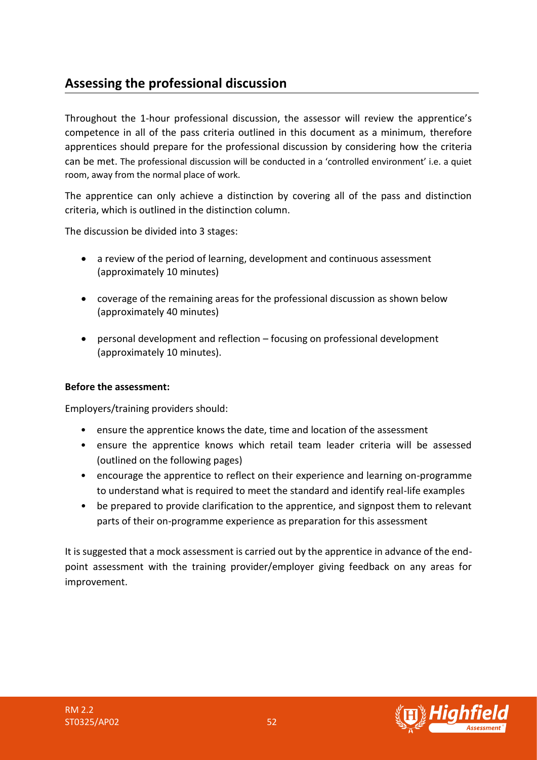## Assessing the professional discussion

Throughout the 1-hour professional discussion, the assessor will review the apprentice's competence in all of the pass criteria outlined in this document as a minimum, therefore apprentices should prepare for the professional discussion by considering how the criteria can be met. The professional discussion will be conducted in a 'controlled environment' i.e. a quiet room, away from the normal place of work.

The apprentice can only achieve a distinction by covering all of the pass and distinction criteria, which is outlined in the distinction column.

The discussion be divided into 3 stages:

- a review of the period of learning, development and continuous assessment (approximately 10 minutes)
- coverage of the remaining areas for the professional discussion as shown below (approximately 40 minutes)
- personal development and reflection – focusing on professional development (approximately 10 minutes).

**Before the assessment:**

Employers/training providers should:

- ensure the apprentice knows the date, time and location of the assessment
- ensure the apprentice knows which retail team leader criteria will be assessed (outlined on the following pages)
- encourage the apprentice to reflect on their experience and learning on-programme to understand what is required to meet the standard and identify real-life examples
- be prepared to provide clarification to the apprentice, and signpost them to relevant parts of their on-programme experience as preparation for this assessment

It is suggested that a mock assessment is carried out by the apprentice in advance of the end-point assessment with the training provider/employer giving feedback on any areas for improvement.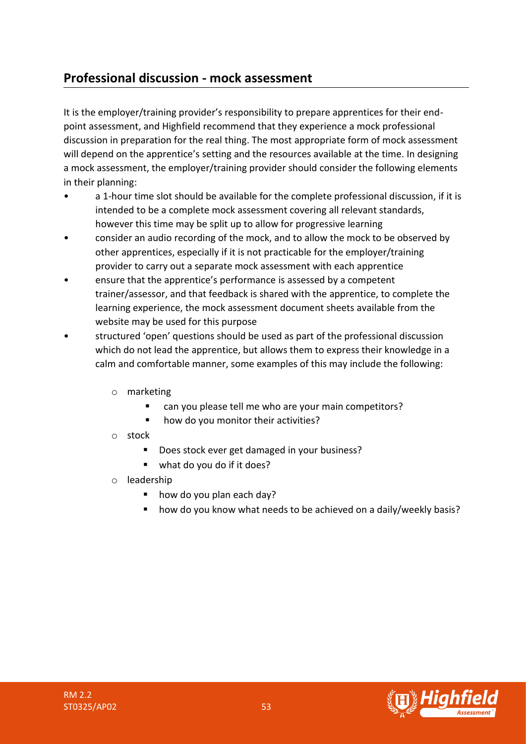## Professional discussion - mock assessment

It is the employer/training provider's responsibility to prepare apprentices for their end-point assessment, and Highfield recommend that they experience a mock professional discussion in preparation for the real thing. The most appropriate form of mock assessment will depend on the apprentice's setting and the resources available at the time. In designing a mock assessment, the employer/training provider should consider the following elements in their planning:

- a 1-hour time slot should be available for the complete professional discussion, if it is intended to be a complete mock assessment covering all relevant standards, however this time may be split up to allow for progressive learning
- consider an audio recording of the mock, and to allow the mock to be observed by other apprentices, especially if it is not practicable for the employer/training provider to carry out a separate mock assessment with each apprentice
- ensure that the apprentice's performance is assessed by a competent trainer/assessor, and that feedback is shared with the apprentice, to complete the learning experience, the mock assessment document sheets available from the website may be used for this purpose
- structured 'open' questions should be used as part of the professional discussion which do not lead the apprentice, but allows them to express their knowledge in a calm and comfortable manner, some examples of this may include the following:
  - marketing
    - can you please tell me who are your main competitors?
    - how do you monitor their activities?
  - stock
    - Does stock ever get damaged in your business?
    - what do you do if it does?
  - leadership
    - how do you plan each day?
    - how do you know what needs to be achieved on a daily/weekly basis?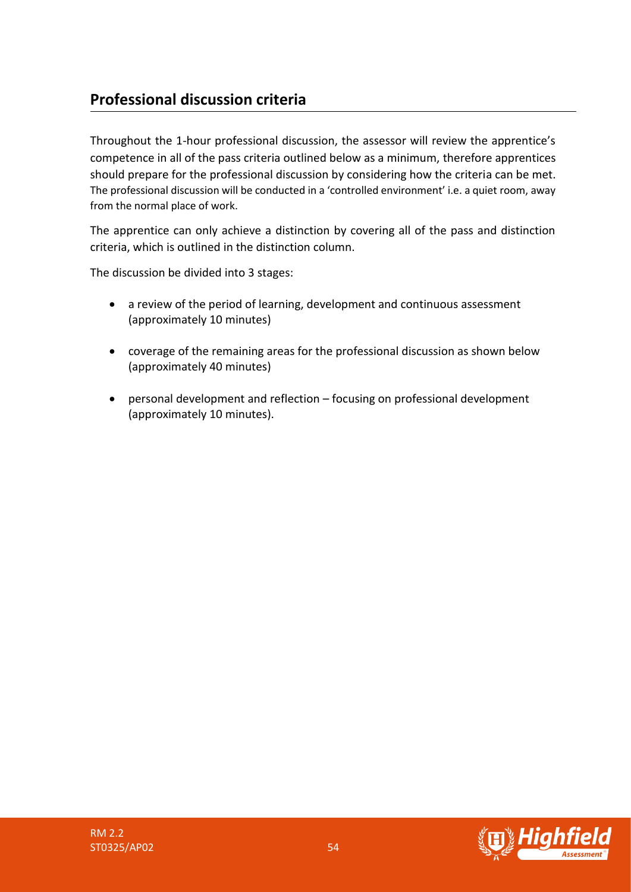## Professional discussion criteria

Throughout the 1-hour professional discussion, the assessor will review the apprentice's competence in all of the pass criteria outlined below as a minimum, therefore apprentices should prepare for the professional discussion by considering how the criteria can be met. The professional discussion will be conducted in a 'controlled environment' i.e. a quiet room, away from the normal place of work.

The apprentice can only achieve a distinction by covering all of the pass and distinction criteria, which is outlined in the distinction column.

The discussion be divided into 3 stages:

- a review of the period of learning, development and continuous assessment (approximately 10 minutes)
- coverage of the remaining areas for the professional discussion as shown below (approximately 40 minutes)
- personal development and reflection – focusing on professional development (approximately 10 minutes).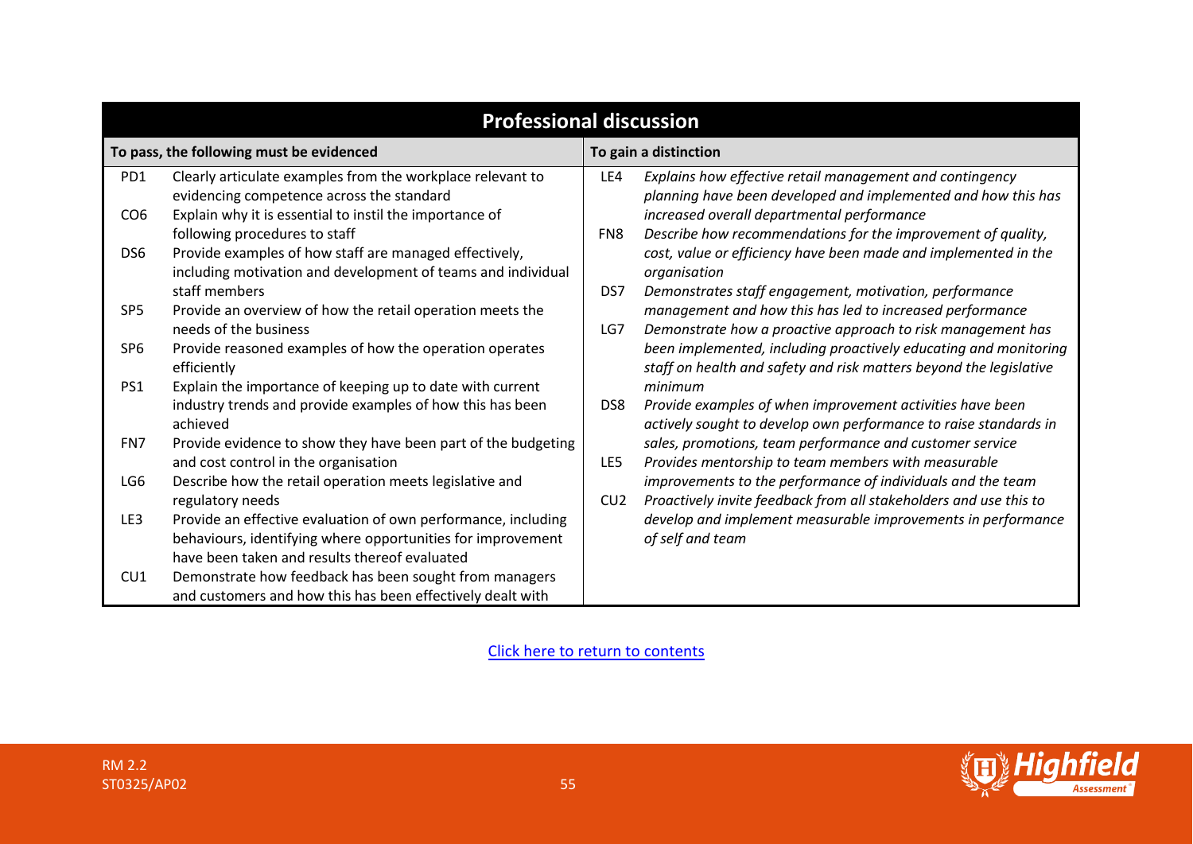| Professional discussion | | | |
|---|---|---|---|
| **To pass, the following must be evidenced** | | **To gain a distinction** | |
| PD1 | Clearly articulate examples from the workplace relevant to evidencing competence across the standard | LE4 | *Explains how effective retail management and contingency planning have been developed and implemented and how this has increased overall departmental performance* |
| CO6 | Explain why it is essential to instil the importance of following procedures to staff | FN8 | *Describe how recommendations for the improvement of quality, cost, value or efficiency have been made and implemented in the organisation* |
| DS6 | Provide examples of how staff are managed effectively, including motivation and development of teams and individual staff members | DS7 | *Demonstrates staff engagement, motivation, performance management and how this has led to increased performance* |
| SP5 | Provide an overview of how the retail operation meets the needs of the business | LG7 | *Demonstrate how a proactive approach to risk management has been implemented, including proactively educating and monitoring staff on health and safety and risk matters beyond the legislative minimum* |
| SP6 | Provide reasoned examples of how the operation operates efficiently | DS8 | *Provide examples of when improvement activities have been actively sought to develop own performance to raise standards in sales, promotions, team performance and customer service* |
| PS1 | Explain the importance of keeping up to date with current industry trends and provide examples of how this has been achieved | LE5 | *Provides mentorship to team members with measurable improvements to the performance of individuals and the team* |
| FN7 | Provide evidence to show they have been part of the budgeting and cost control in the organisation | CU2 | *Proactively invite feedback from all stakeholders and use this to develop and implement measurable improvements in performance of self and team* |
| LG6 | Describe how the retail operation meets legislative and regulatory needs | | |
| LE3 | Provide an effective evaluation of own performance, including behaviours, identifying where opportunities for improvement have been taken and results thereof evaluated | | |
| CU1 | Demonstrate how feedback has been sought from managers and customers and how this has been effectively dealt with | | |

[Click here to return to contents]